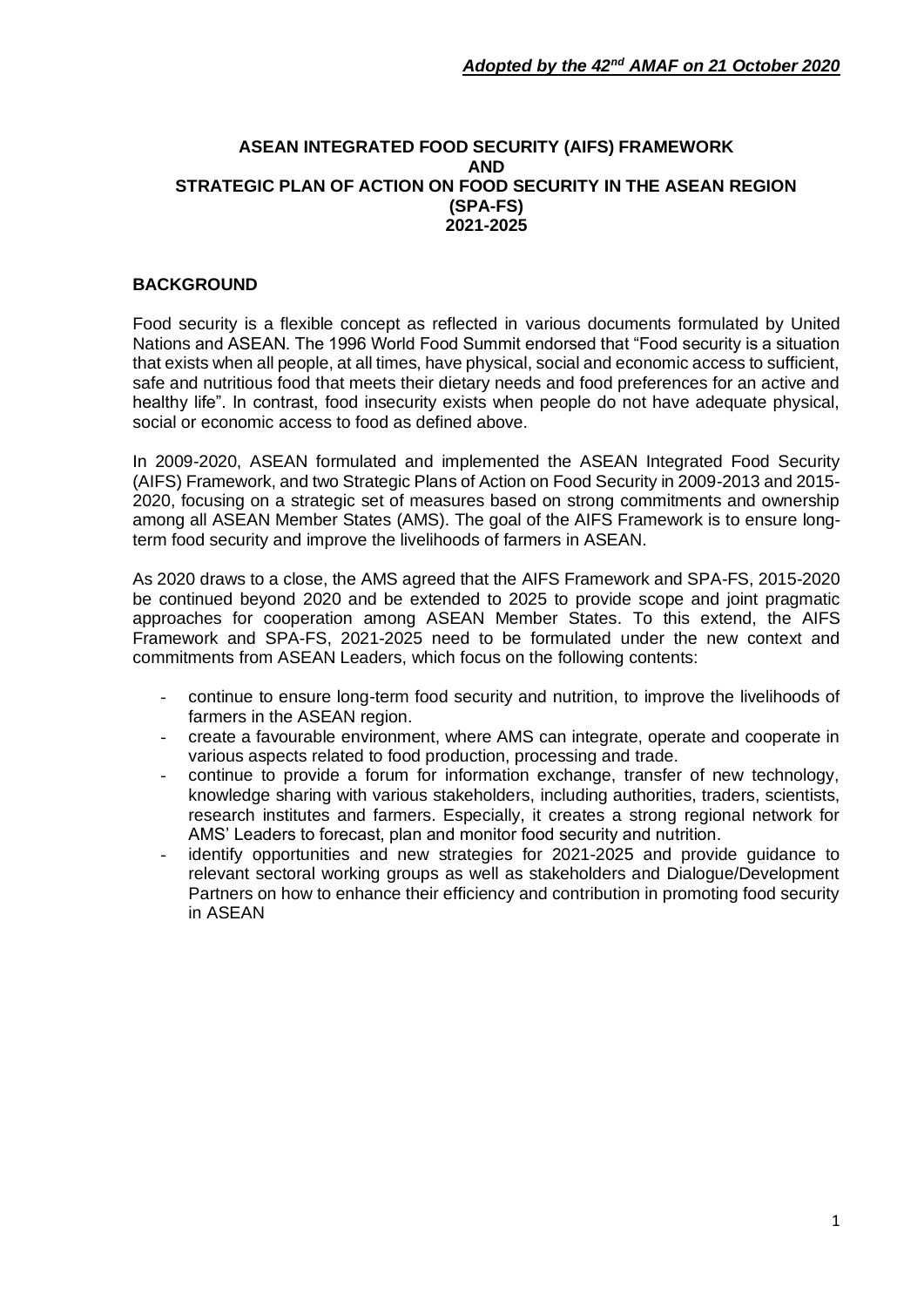***Adopted by the 42nd AMAF on 21 October 2020***

# ASEAN INTEGRATED FOOD SECURITY (AIFS) FRAMEWORK AND STRATEGIC PLAN OF ACTION ON FOOD SECURITY IN THE ASEAN REGION (SPA-FS) 2021-2025

## BACKGROUND

Food security is a flexible concept as reflected in various documents formulated by United Nations and ASEAN. The 1996 World Food Summit endorsed that "Food security is a situation that exists when all people, at all times, have physical, social and economic access to sufficient, safe and nutritious food that meets their dietary needs and food preferences for an active and healthy life". In contrast, food insecurity exists when people do not have adequate physical, social or economic access to food as defined above.

In 2009-2020, ASEAN formulated and implemented the ASEAN Integrated Food Security (AIFS) Framework, and two Strategic Plans of Action on Food Security in 2009-2013 and 2015-2020, focusing on a strategic set of measures based on strong commitments and ownership among all ASEAN Member States (AMS). The goal of the AIFS Framework is to ensure long-term food security and improve the livelihoods of farmers in ASEAN.

As 2020 draws to a close, the AMS agreed that the AIFS Framework and SPA-FS, 2015-2020 be continued beyond 2020 and be extended to 2025 to provide scope and joint pragmatic approaches for cooperation among ASEAN Member States. To this extend, the AIFS Framework and SPA-FS, 2021-2025 need to be formulated under the new context and commitments from ASEAN Leaders, which focus on the following contents:

- continue to ensure long-term food security and nutrition, to improve the livelihoods of farmers in the ASEAN region.
- create a favourable environment, where AMS can integrate, operate and cooperate in various aspects related to food production, processing and trade.
- continue to provide a forum for information exchange, transfer of new technology, knowledge sharing with various stakeholders, including authorities, traders, scientists, research institutes and farmers. Especially, it creates a strong regional network for AMS' Leaders to forecast, plan and monitor food security and nutrition.
- identify opportunities and new strategies for 2021-2025 and provide guidance to relevant sectoral working groups as well as stakeholders and Dialogue/Development Partners on how to enhance their efficiency and contribution in promoting food security in ASEAN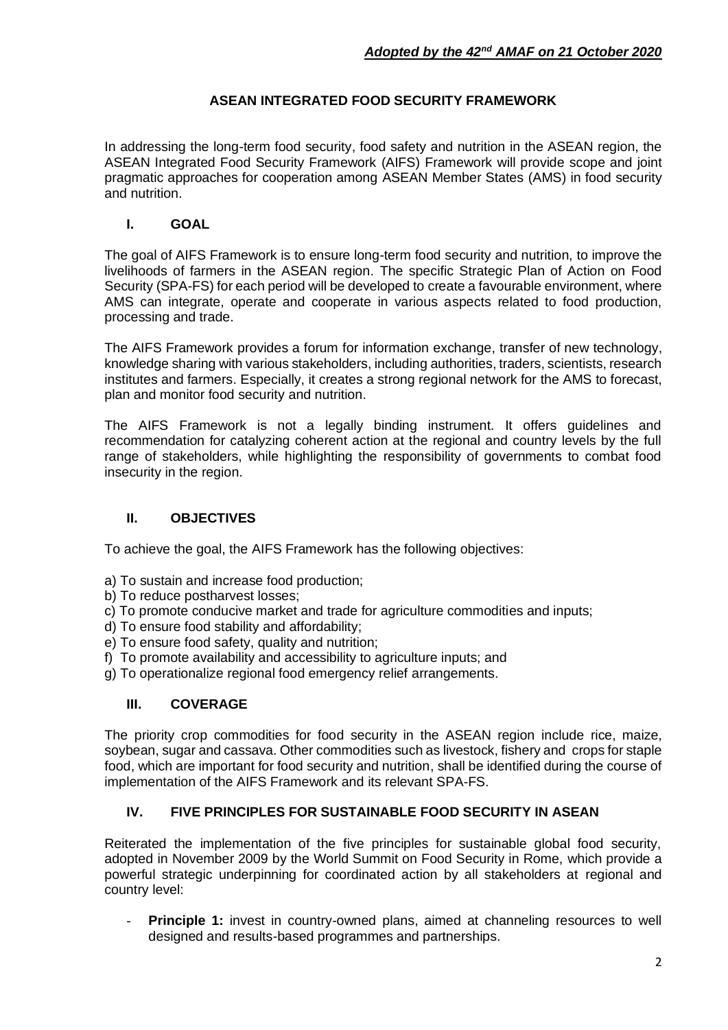***Adopted by the 42nd AMAF on 21 October 2020***

## ASEAN INTEGRATED FOOD SECURITY FRAMEWORK

In addressing the long-term food security, food safety and nutrition in the ASEAN region, the ASEAN Integrated Food Security Framework (AIFS) Framework will provide scope and joint pragmatic approaches for cooperation among ASEAN Member States (AMS) in food security and nutrition.

### I. GOAL

The goal of AIFS Framework is to ensure long-term food security and nutrition, to improve the livelihoods of farmers in the ASEAN region. The specific Strategic Plan of Action on Food Security (SPA-FS) for each period will be developed to create a favourable environment, where AMS can integrate, operate and cooperate in various aspects related to food production, processing and trade.

The AIFS Framework provides a forum for information exchange, transfer of new technology, knowledge sharing with various stakeholders, including authorities, traders, scientists, research institutes and farmers. Especially, it creates a strong regional network for the AMS to forecast, plan and monitor food security and nutrition.

The AIFS Framework is not a legally binding instrument. It offers guidelines and recommendation for catalyzing coherent action at the regional and country levels by the full range of stakeholders, while highlighting the responsibility of governments to combat food insecurity in the region.

### II. OBJECTIVES

To achieve the goal, the AIFS Framework has the following objectives:

a) To sustain and increase food production;
b) To reduce postharvest losses;
c) To promote conducive market and trade for agriculture commodities and inputs;
d) To ensure food stability and affordability;
e) To ensure food safety, quality and nutrition;
f) To promote availability and accessibility to agriculture inputs; and
g) To operationalize regional food emergency relief arrangements.

### III. COVERAGE

The priority crop commodities for food security in the ASEAN region include rice, maize, soybean, sugar and cassava. Other commodities such as livestock, fishery and crops for staple food, which are important for food security and nutrition, shall be identified during the course of implementation of the AIFS Framework and its relevant SPA-FS.

### IV. FIVE PRINCIPLES FOR SUSTAINABLE FOOD SECURITY IN ASEAN

Reiterated the implementation of the five principles for sustainable global food security, adopted in November 2009 by the World Summit on Food Security in Rome, which provide a powerful strategic underpinning for coordinated action by all stakeholders at regional and country level:

- **Principle 1:** invest in country-owned plans, aimed at channeling resources to well designed and results-based programmes and partnerships.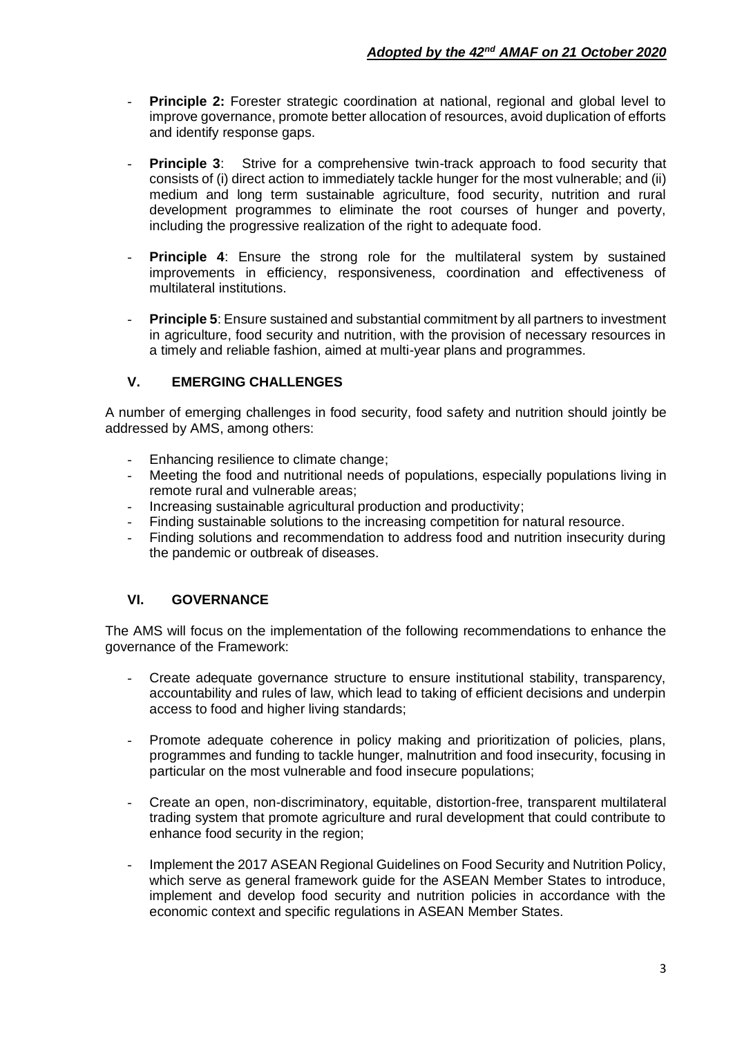- **Principle 2:** Forester strategic coordination at national, regional and global level to improve governance, promote better allocation of resources, avoid duplication of efforts and identify response gaps.

- **Principle 3**: Strive for a comprehensive twin-track approach to food security that consists of (i) direct action to immediately tackle hunger for the most vulnerable; and (ii) medium and long term sustainable agriculture, food security, nutrition and rural development programmes to eliminate the root courses of hunger and poverty, including the progressive realization of the right to adequate food.

- **Principle 4**: Ensure the strong role for the multilateral system by sustained improvements in efficiency, responsiveness, coordination and effectiveness of multilateral institutions.

- **Principle 5**: Ensure sustained and substantial commitment by all partners to investment in agriculture, food security and nutrition, with the provision of necessary resources in a timely and reliable fashion, aimed at multi-year plans and programmes.

## V. EMERGING CHALLENGES

A number of emerging challenges in food security, food safety and nutrition should jointly be addressed by AMS, among others:

- Enhancing resilience to climate change;
- Meeting the food and nutritional needs of populations, especially populations living in remote rural and vulnerable areas;
- Increasing sustainable agricultural production and productivity;
- Finding sustainable solutions to the increasing competition for natural resource.
- Finding solutions and recommendation to address food and nutrition insecurity during the pandemic or outbreak of diseases.

## VI. GOVERNANCE

The AMS will focus on the implementation of the following recommendations to enhance the governance of the Framework:

- Create adequate governance structure to ensure institutional stability, transparency, accountability and rules of law, which lead to taking of efficient decisions and underpin access to food and higher living standards;

- Promote adequate coherence in policy making and prioritization of policies, plans, programmes and funding to tackle hunger, malnutrition and food insecurity, focusing in particular on the most vulnerable and food insecure populations;

- Create an open, non-discriminatory, equitable, distortion-free, transparent multilateral trading system that promote agriculture and rural development that could contribute to enhance food security in the region;

- Implement the 2017 ASEAN Regional Guidelines on Food Security and Nutrition Policy, which serve as general framework guide for the ASEAN Member States to introduce, implement and develop food security and nutrition policies in accordance with the economic context and specific regulations in ASEAN Member States.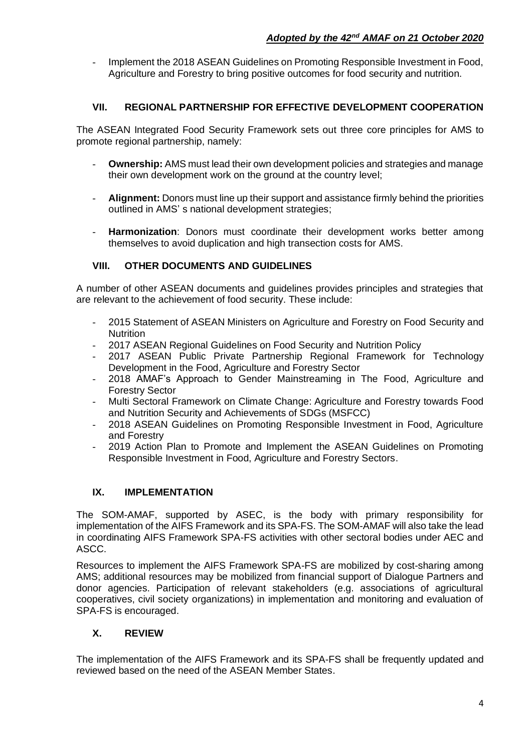- Implement the 2018 ASEAN Guidelines on Promoting Responsible Investment in Food, Agriculture and Forestry to bring positive outcomes for food security and nutrition.

## VII. REGIONAL PARTNERSHIP FOR EFFECTIVE DEVELOPMENT COOPERATION

The ASEAN Integrated Food Security Framework sets out three core principles for AMS to promote regional partnership, namely:

- **Ownership:** AMS must lead their own development policies and strategies and manage their own development work on the ground at the country level;
- **Alignment:** Donors must line up their support and assistance firmly behind the priorities outlined in AMS' s national development strategies;
- **Harmonization**: Donors must coordinate their development works better among themselves to avoid duplication and high transection costs for AMS.

## VIII. OTHER DOCUMENTS AND GUIDELINES

A number of other ASEAN documents and guidelines provides principles and strategies that are relevant to the achievement of food security. These include:

- 2015 Statement of ASEAN Ministers on Agriculture and Forestry on Food Security and Nutrition
- 2017 ASEAN Regional Guidelines on Food Security and Nutrition Policy
- 2017 ASEAN Public Private Partnership Regional Framework for Technology Development in the Food, Agriculture and Forestry Sector
- 2018 AMAF's Approach to Gender Mainstreaming in The Food, Agriculture and Forestry Sector
- Multi Sectoral Framework on Climate Change: Agriculture and Forestry towards Food and Nutrition Security and Achievements of SDGs (MSFCC)
- 2018 ASEAN Guidelines on Promoting Responsible Investment in Food, Agriculture and Forestry
- 2019 Action Plan to Promote and Implement the ASEAN Guidelines on Promoting Responsible Investment in Food, Agriculture and Forestry Sectors.

## IX. IMPLEMENTATION

The SOM-AMAF, supported by ASEC, is the body with primary responsibility for implementation of the AIFS Framework and its SPA-FS. The SOM-AMAF will also take the lead in coordinating AIFS Framework SPA-FS activities with other sectoral bodies under AEC and ASCC.

Resources to implement the AIFS Framework SPA-FS are mobilized by cost-sharing among AMS; additional resources may be mobilized from financial support of Dialogue Partners and donor agencies. Participation of relevant stakeholders (e.g. associations of agricultural cooperatives, civil society organizations) in implementation and monitoring and evaluation of SPA-FS is encouraged.

## X. REVIEW

The implementation of the AIFS Framework and its SPA-FS shall be frequently updated and reviewed based on the need of the ASEAN Member States.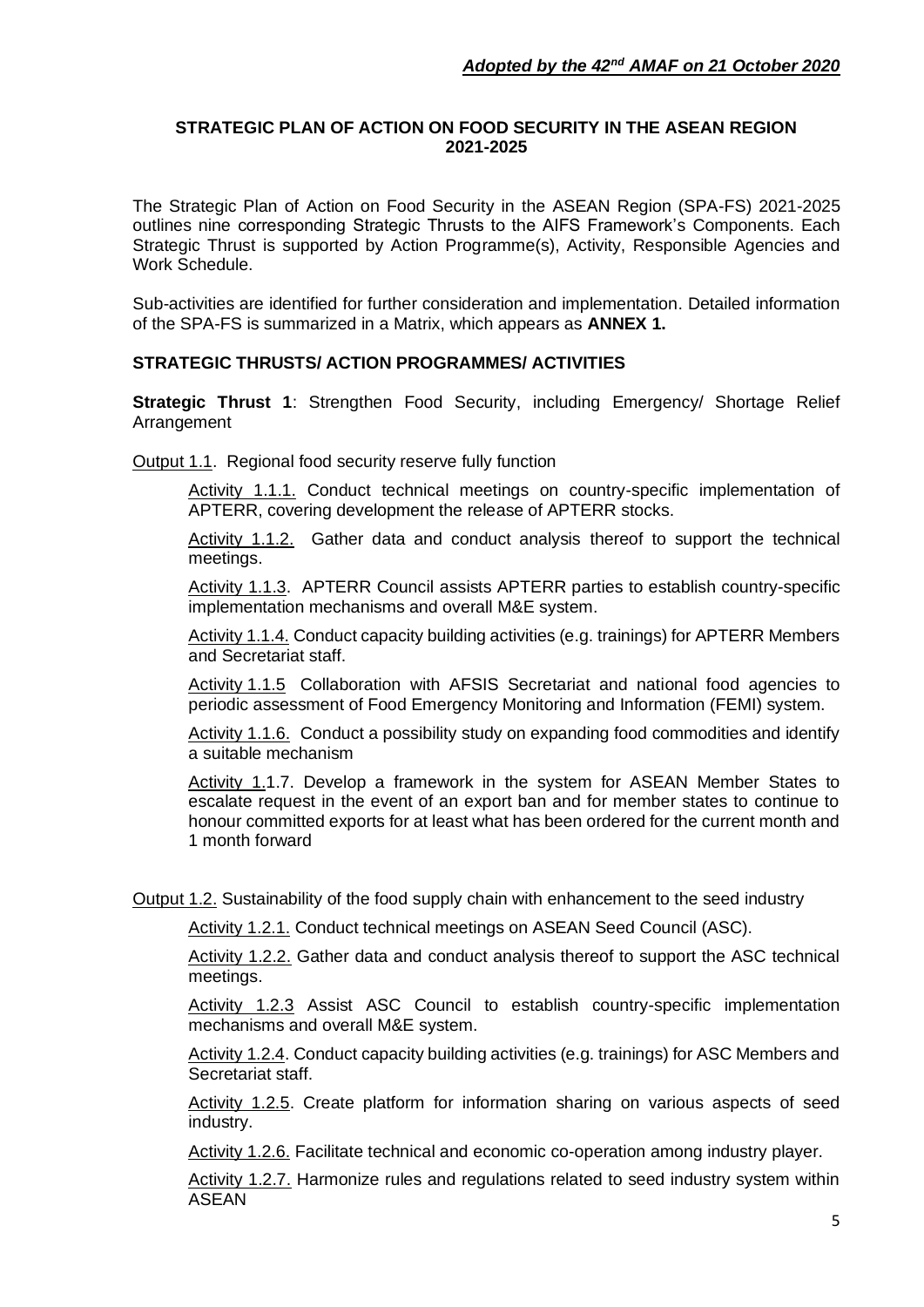***Adopted by the 42nd AMAF on 21 October 2020***

**STRATEGIC PLAN OF ACTION ON FOOD SECURITY IN THE ASEAN REGION 2021-2025**

The Strategic Plan of Action on Food Security in the ASEAN Region (SPA-FS) 2021-2025 outlines nine corresponding Strategic Thrusts to the AIFS Framework's Components. Each Strategic Thrust is supported by Action Programme(s), Activity, Responsible Agencies and Work Schedule.

Sub-activities are identified for further consideration and implementation. Detailed information of the SPA-FS is summarized in a Matrix, which appears as **ANNEX 1.**

**STRATEGIC THRUSTS/ ACTION PROGRAMMES/ ACTIVITIES**

**Strategic Thrust 1**: Strengthen Food Security, including Emergency/ Shortage Relief Arrangement

Output 1.1. Regional food security reserve fully function

Activity 1.1.1. Conduct technical meetings on country-specific implementation of APTERR, covering development the release of APTERR stocks.

Activity 1.1.2. Gather data and conduct analysis thereof to support the technical meetings.

Activity 1.1.3. APTERR Council assists APTERR parties to establish country-specific implementation mechanisms and overall M&E system.

Activity 1.1.4. Conduct capacity building activities (e.g. trainings) for APTERR Members and Secretariat staff.

Activity 1.1.5 Collaboration with AFSIS Secretariat and national food agencies to periodic assessment of Food Emergency Monitoring and Information (FEMI) system.

Activity 1.1.6. Conduct a possibility study on expanding food commodities and identify a suitable mechanism

Activity 1.1.7. Develop a framework in the system for ASEAN Member States to escalate request in the event of an export ban and for member states to continue to honour committed exports for at least what has been ordered for the current month and 1 month forward

Output 1.2. Sustainability of the food supply chain with enhancement to the seed industry

Activity 1.2.1. Conduct technical meetings on ASEAN Seed Council (ASC).

Activity 1.2.2. Gather data and conduct analysis thereof to support the ASC technical meetings.

Activity 1.2.3 Assist ASC Council to establish country-specific implementation mechanisms and overall M&E system.

Activity 1.2.4. Conduct capacity building activities (e.g. trainings) for ASC Members and Secretariat staff.

Activity 1.2.5. Create platform for information sharing on various aspects of seed industry.

Activity 1.2.6. Facilitate technical and economic co-operation among industry player.

Activity 1.2.7. Harmonize rules and regulations related to seed industry system within ASEAN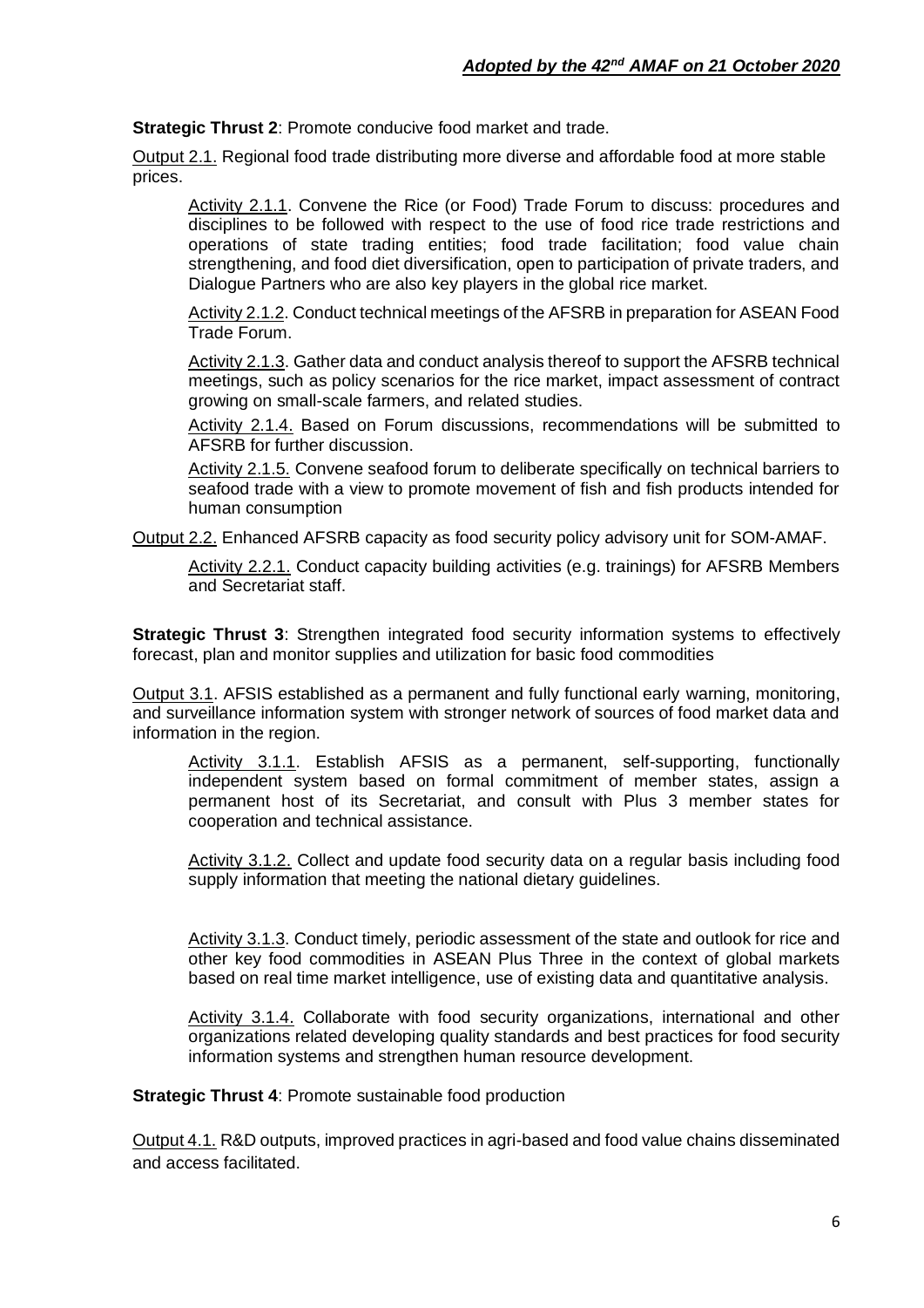**Strategic Thrust 2**: Promote conducive food market and trade.

Output 2.1. Regional food trade distributing more diverse and affordable food at more stable prices.

> Activity 2.1.1. Convene the Rice (or Food) Trade Forum to discuss: procedures and disciplines to be followed with respect to the use of food rice trade restrictions and operations of state trading entities; food trade facilitation; food value chain strengthening, and food diet diversification, open to participation of private traders, and Dialogue Partners who are also key players in the global rice market.
>
> Activity 2.1.2. Conduct technical meetings of the AFSRB in preparation for ASEAN Food Trade Forum.
>
> Activity 2.1.3. Gather data and conduct analysis thereof to support the AFSRB technical meetings, such as policy scenarios for the rice market, impact assessment of contract growing on small-scale farmers, and related studies.
>
> Activity 2.1.4. Based on Forum discussions, recommendations will be submitted to AFSRB for further discussion.
>
> Activity 2.1.5. Convene seafood forum to deliberate specifically on technical barriers to seafood trade with a view to promote movement of fish and fish products intended for human consumption

Output 2.2. Enhanced AFSRB capacity as food security policy advisory unit for SOM-AMAF.

> Activity 2.2.1. Conduct capacity building activities (e.g. trainings) for AFSRB Members and Secretariat staff.

**Strategic Thrust 3**: Strengthen integrated food security information systems to effectively forecast, plan and monitor supplies and utilization for basic food commodities

Output 3.1. AFSIS established as a permanent and fully functional early warning, monitoring, and surveillance information system with stronger network of sources of food market data and information in the region.

> Activity 3.1.1. Establish AFSIS as a permanent, self-supporting, functionally independent system based on formal commitment of member states, assign a permanent host of its Secretariat, and consult with Plus 3 member states for cooperation and technical assistance.
>
> Activity 3.1.2. Collect and update food security data on a regular basis including food supply information that meeting the national dietary guidelines.
>
> Activity 3.1.3. Conduct timely, periodic assessment of the state and outlook for rice and other key food commodities in ASEAN Plus Three in the context of global markets based on real time market intelligence, use of existing data and quantitative analysis.
>
> Activity 3.1.4. Collaborate with food security organizations, international and other organizations related developing quality standards and best practices for food security information systems and strengthen human resource development.

**Strategic Thrust 4**: Promote sustainable food production

Output 4.1. R&D outputs, improved practices in agri-based and food value chains disseminated and access facilitated.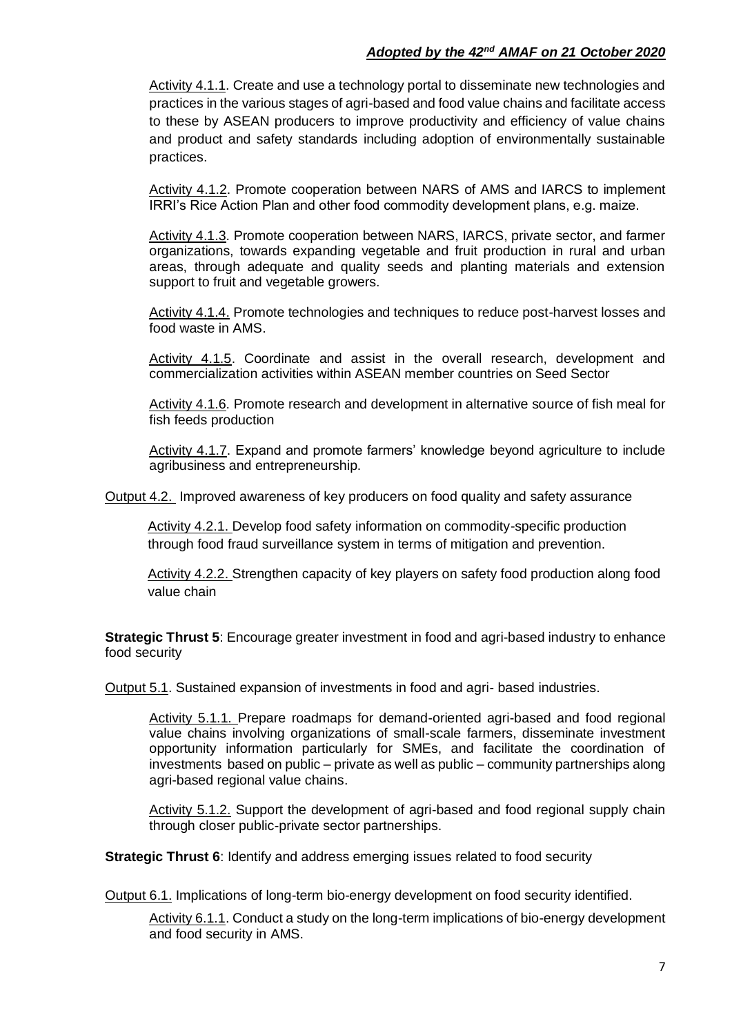Activity 4.1.1. Create and use a technology portal to disseminate new technologies and practices in the various stages of agri-based and food value chains and facilitate access to these by ASEAN producers to improve productivity and efficiency of value chains and product and safety standards including adoption of environmentally sustainable practices.

Activity 4.1.2. Promote cooperation between NARS of AMS and IARCS to implement IRRI's Rice Action Plan and other food commodity development plans, e.g. maize.

Activity 4.1.3. Promote cooperation between NARS, IARCS, private sector, and farmer organizations, towards expanding vegetable and fruit production in rural and urban areas, through adequate and quality seeds and planting materials and extension support to fruit and vegetable growers.

Activity 4.1.4. Promote technologies and techniques to reduce post-harvest losses and food waste in AMS.

Activity 4.1.5. Coordinate and assist in the overall research, development and commercialization activities within ASEAN member countries on Seed Sector

Activity 4.1.6. Promote research and development in alternative source of fish meal for fish feeds production

Activity 4.1.7. Expand and promote farmers' knowledge beyond agriculture to include agribusiness and entrepreneurship.

Output 4.2. Improved awareness of key producers on food quality and safety assurance

Activity 4.2.1. Develop food safety information on commodity-specific production through food fraud surveillance system in terms of mitigation and prevention.

Activity 4.2.2. Strengthen capacity of key players on safety food production along food value chain

**Strategic Thrust 5**: Encourage greater investment in food and agri-based industry to enhance food security

Output 5.1. Sustained expansion of investments in food and agri- based industries.

Activity 5.1.1. Prepare roadmaps for demand-oriented agri-based and food regional value chains involving organizations of small-scale farmers, disseminate investment opportunity information particularly for SMEs, and facilitate the coordination of investments based on public – private as well as public – community partnerships along agri-based regional value chains.

Activity 5.1.2. Support the development of agri-based and food regional supply chain through closer public-private sector partnerships.

**Strategic Thrust 6**: Identify and address emerging issues related to food security

Output 6.1. Implications of long-term bio-energy development on food security identified.

Activity 6.1.1. Conduct a study on the long-term implications of bio-energy development and food security in AMS.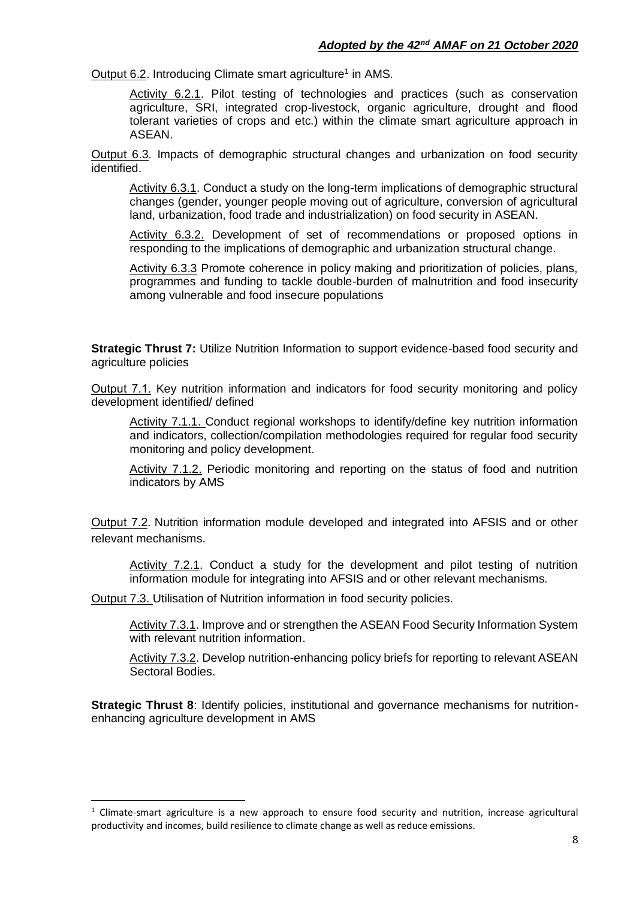Output 6.2. Introducing Climate smart agriculture[1] in AMS.

Activity 6.2.1. Pilot testing of technologies and practices (such as conservation agriculture, SRI, integrated crop-livestock, organic agriculture, drought and flood tolerant varieties of crops and etc.) within the climate smart agriculture approach in ASEAN.

Output 6.3. Impacts of demographic structural changes and urbanization on food security identified.

Activity 6.3.1. Conduct a study on the long-term implications of demographic structural changes (gender, younger people moving out of agriculture, conversion of agricultural land, urbanization, food trade and industrialization) on food security in ASEAN.

Activity 6.3.2. Development of set of recommendations or proposed options in responding to the implications of demographic and urbanization structural change.

Activity 6.3.3 Promote coherence in policy making and prioritization of policies, plans, programmes and funding to tackle double-burden of malnutrition and food insecurity among vulnerable and food insecure populations

**Strategic Thrust 7:** Utilize Nutrition Information to support evidence-based food security and agriculture policies

Output 7.1. Key nutrition information and indicators for food security monitoring and policy development identified/ defined

Activity 7.1.1. Conduct regional workshops to identify/define key nutrition information and indicators, collection/compilation methodologies required for regular food security monitoring and policy development.

Activity 7.1.2. Periodic monitoring and reporting on the status of food and nutrition indicators by AMS

Output 7.2. Nutrition information module developed and integrated into AFSIS and or other relevant mechanisms.

Activity 7.2.1. Conduct a study for the development and pilot testing of nutrition information module for integrating into AFSIS and or other relevant mechanisms.

Output 7.3. Utilisation of Nutrition information in food security policies.

Activity 7.3.1. Improve and or strengthen the ASEAN Food Security Information System with relevant nutrition information.

Activity 7.3.2. Develop nutrition-enhancing policy briefs for reporting to relevant ASEAN Sectoral Bodies.

**Strategic Thrust 8**: Identify policies, institutional and governance mechanisms for nutrition-enhancing agriculture development in AMS

---

[1] Climate-smart agriculture is a new approach to ensure food security and nutrition, increase agricultural productivity and incomes, build resilience to climate change as well as reduce emissions.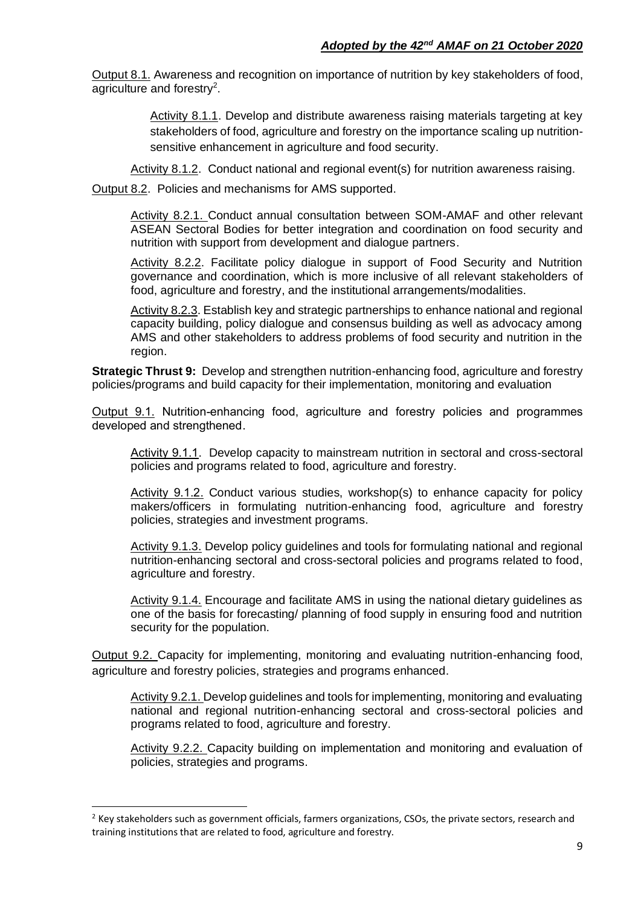Output 8.1. Awareness and recognition on importance of nutrition by key stakeholders of food, agriculture and forestry[2].

Activity 8.1.1. Develop and distribute awareness raising materials targeting at key stakeholders of food, agriculture and forestry on the importance scaling up nutrition-sensitive enhancement in agriculture and food security.

Activity 8.1.2. Conduct national and regional event(s) for nutrition awareness raising.

Output 8.2. Policies and mechanisms for AMS supported.

Activity 8.2.1. Conduct annual consultation between SOM-AMAF and other relevant ASEAN Sectoral Bodies for better integration and coordination on food security and nutrition with support from development and dialogue partners.

Activity 8.2.2. Facilitate policy dialogue in support of Food Security and Nutrition governance and coordination, which is more inclusive of all relevant stakeholders of food, agriculture and forestry, and the institutional arrangements/modalities.

Activity 8.2.3. Establish key and strategic partnerships to enhance national and regional capacity building, policy dialogue and consensus building as well as advocacy among AMS and other stakeholders to address problems of food security and nutrition in the region.

**Strategic Thrust 9:** Develop and strengthen nutrition-enhancing food, agriculture and forestry policies/programs and build capacity for their implementation, monitoring and evaluation

Output 9.1. Nutrition-enhancing food, agriculture and forestry policies and programmes developed and strengthened.

Activity 9.1.1. Develop capacity to mainstream nutrition in sectoral and cross-sectoral policies and programs related to food, agriculture and forestry.

Activity 9.1.2. Conduct various studies, workshop(s) to enhance capacity for policy makers/officers in formulating nutrition-enhancing food, agriculture and forestry policies, strategies and investment programs.

Activity 9.1.3. Develop policy guidelines and tools for formulating national and regional nutrition-enhancing sectoral and cross-sectoral policies and programs related to food, agriculture and forestry.

Activity 9.1.4. Encourage and facilitate AMS in using the national dietary guidelines as one of the basis for forecasting/ planning of food supply in ensuring food and nutrition security for the population.

Output 9.2. Capacity for implementing, monitoring and evaluating nutrition-enhancing food, agriculture and forestry policies, strategies and programs enhanced.

Activity 9.2.1. Develop guidelines and tools for implementing, monitoring and evaluating national and regional nutrition-enhancing sectoral and cross-sectoral policies and programs related to food, agriculture and forestry.

Activity 9.2.2. Capacity building on implementation and monitoring and evaluation of policies, strategies and programs.

[2] Key stakeholders such as government officials, farmers organizations, CSOs, the private sectors, research and training institutions that are related to food, agriculture and forestry.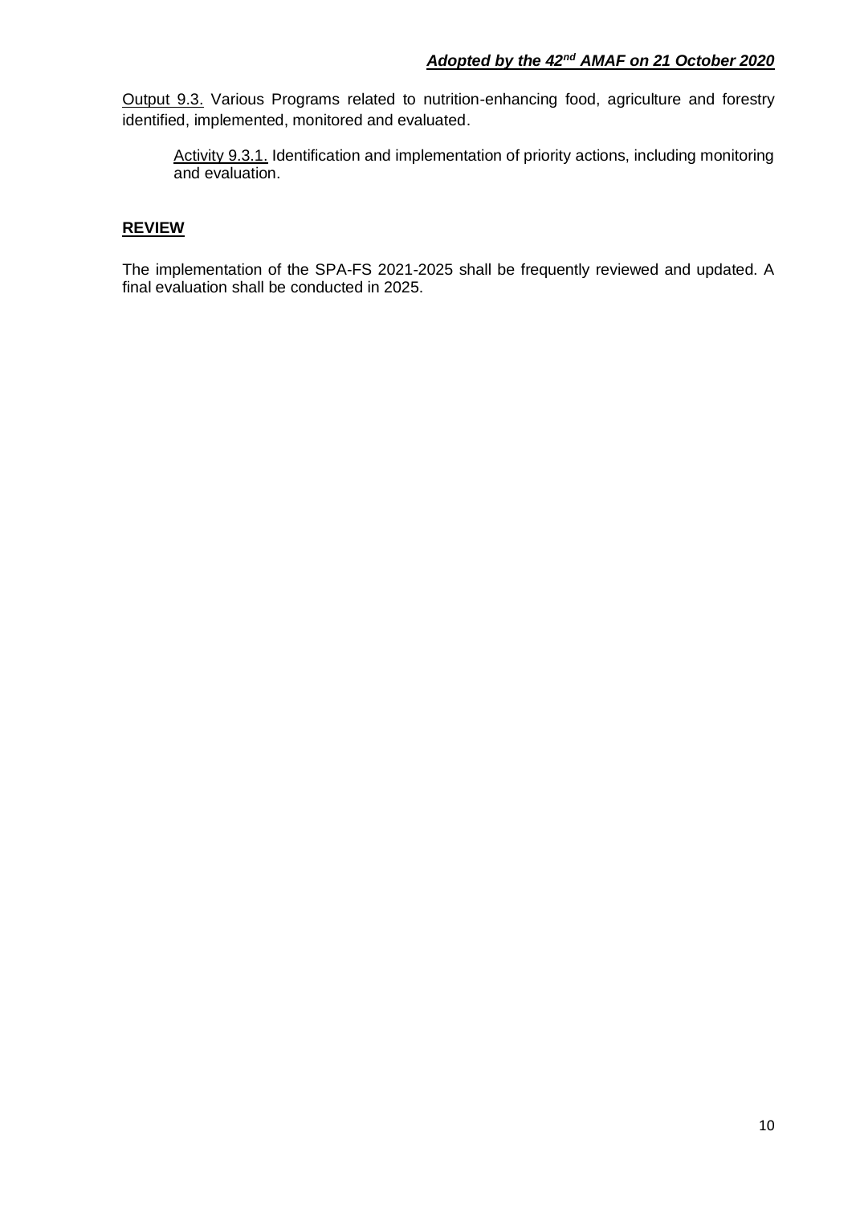Output 9.3. Various Programs related to nutrition-enhancing food, agriculture and forestry identified, implemented, monitored and evaluated.

Activity 9.3.1. Identification and implementation of priority actions, including monitoring and evaluation.

## REVIEW

The implementation of the SPA-FS 2021-2025 shall be frequently reviewed and updated. A final evaluation shall be conducted in 2025.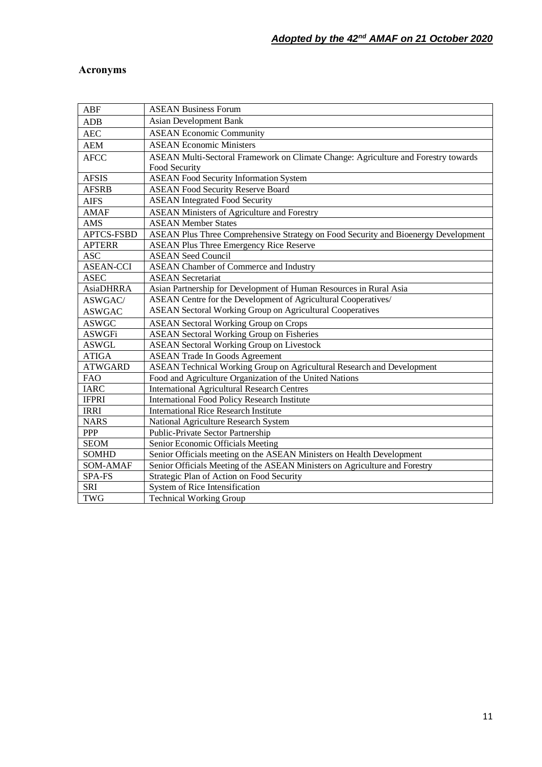***Adopted by the 42nd AMAF on 21 October 2020***

## Acronyms

| | |
|---|---|
| ABF | ASEAN Business Forum |
| ADB | Asian Development Bank |
| AEC | ASEAN Economic Community |
| AEM | ASEAN Economic Ministers |
| AFCC | ASEAN Multi-Sectoral Framework on Climate Change: Agriculture and Forestry towards Food Security |
| AFSIS | ASEAN Food Security Information System |
| AFSRB | ASEAN Food Security Reserve Board |
| AIFS | ASEAN Integrated Food Security |
| AMAF | ASEAN Ministers of Agriculture and Forestry |
| AMS | ASEAN Member States |
| APTCS-FSBD | ASEAN Plus Three Comprehensive Strategy on Food Security and Bioenergy Development |
| APTERR | ASEAN Plus Three Emergency Rice Reserve |
| ASC | ASEAN Seed Council |
| ASEAN-CCI | ASEAN Chamber of Commerce and Industry |
| ASEC | ASEAN Secretariat |
| AsiaDHRRA | Asian Partnership for Development of Human Resources in Rural Asia |
| ASWGAC/ ASWGAC | ASEAN Centre for the Development of Agricultural Cooperatives/ ASEAN Sectoral Working Group on Agricultural Cooperatives |
| ASWGC | ASEAN Sectoral Working Group on Crops |
| ASWGFi | ASEAN Sectoral Working Group on Fisheries |
| ASWGL | ASEAN Sectoral Working Group on Livestock |
| ATIGA | ASEAN Trade In Goods Agreement |
| ATWGARD | ASEAN Technical Working Group on Agricultural Research and Development |
| FAO | Food and Agriculture Organization of the United Nations |
| IARC | International Agricultural Research Centres |
| IFPRI | International Food Policy Research Institute |
| IRRI | International Rice Research Institute |
| NARS | National Agriculture Research System |
| PPP | Public-Private Sector Partnership |
| SEOM | Senior Economic Officials Meeting |
| SOMHD | Senior Officials meeting on the ASEAN Ministers on Health Development |
| SOM-AMAF | Senior Officials Meeting of the ASEAN Ministers on Agriculture and Forestry |
| SPA-FS | Strategic Plan of Action on Food Security |
| SRI | System of Rice Intensification |
| TWG | Technical Working Group |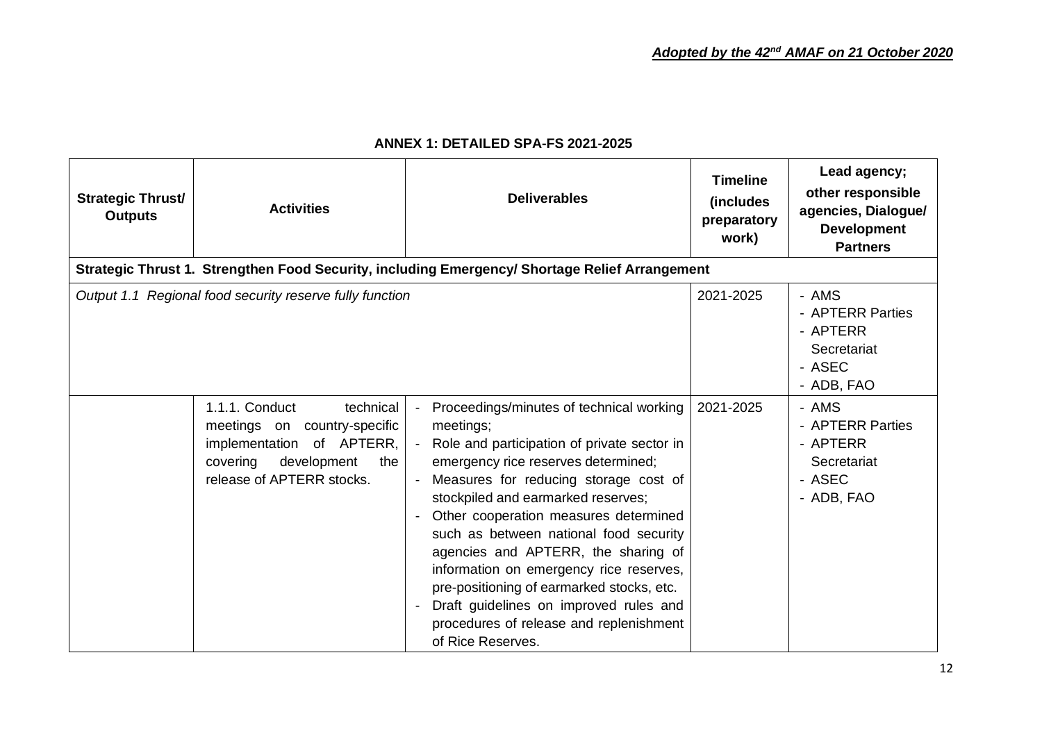***Adopted by the 42nd AMAF on 21 October 2020***

## ANNEX 1: DETAILED SPA-FS 2021-2025

| **Strategic Thrust/ Outputs** | **Activities** | **Deliverables** | **Timeline (includes preparatory work)** | **Lead agency; other responsible agencies, Dialogue/ Development Partners** |
|---|---|---|---|---|
| **Strategic Thrust 1. Strengthen Food Security, including Emergency/ Shortage Relief Arrangement** | | | | |
| *Output 1.1 Regional food security reserve fully function* | | | 2021-2025 | - AMS<br>- APTERR Parties<br>- APTERR Secretariat<br>- ASEC<br>- ADB, FAO |
| | 1.1.1. Conduct technical meetings on country-specific implementation of APTERR, covering development the release of APTERR stocks. | - Proceedings/minutes of technical working meetings;<br>- Role and participation of private sector in emergency rice reserves determined;<br>- Measures for reducing storage cost of stockpiled and earmarked reserves;<br>- Other cooperation measures determined such as between national food security agencies and APTERR, the sharing of information on emergency rice reserves, pre-positioning of earmarked stocks, etc.<br>- Draft guidelines on improved rules and procedures of release and replenishment of Rice Reserves. | 2021-2025 | - AMS<br>- APTERR Parties<br>- APTERR Secretariat<br>- ASEC<br>- ADB, FAO |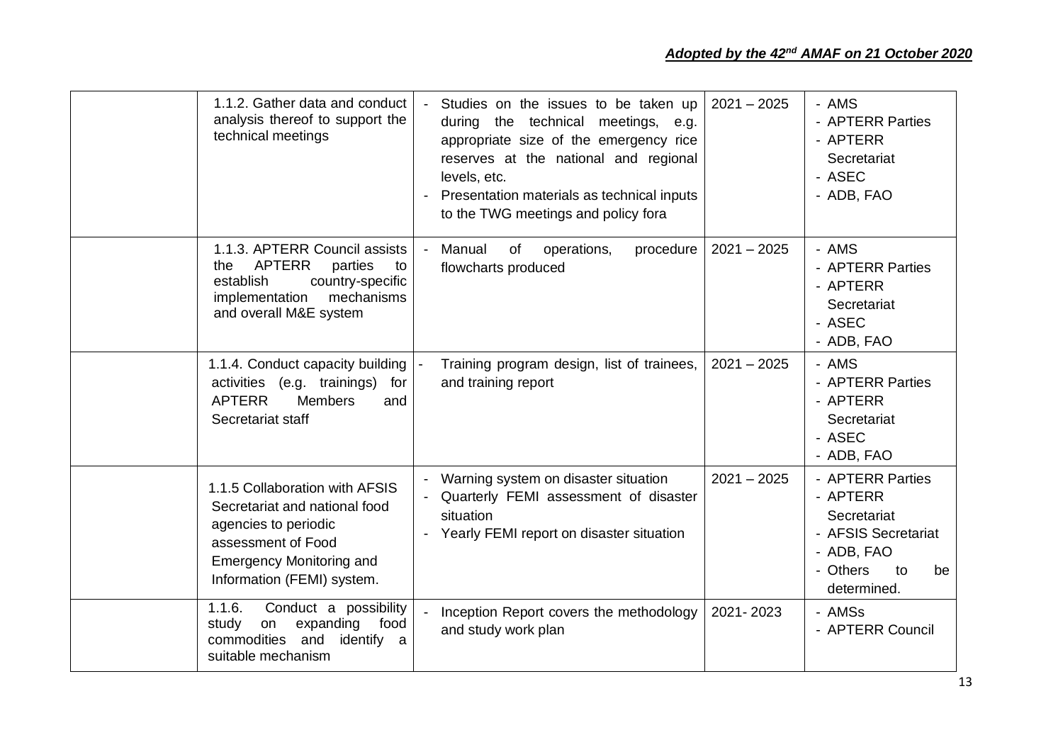| | | | | |
|---|---|---|---|---|
| | 1.1.2. Gather data and conduct analysis thereof to support the technical meetings | - Studies on the issues to be taken up during the technical meetings, e.g. appropriate size of the emergency rice reserves at the national and regional levels, etc.<br>- Presentation materials as technical inputs to the TWG meetings and policy fora | 2021 – 2025 | - AMS<br>- APTERR Parties<br>- APTERR Secretariat<br>- ASEC<br>- ADB, FAO |
| | 1.1.3. APTERR Council assists the APTERR parties to establish country-specific implementation mechanisms and overall M&E system | - Manual of operations, procedure flowcharts produced | 2021 – 2025 | - AMS<br>- APTERR Parties<br>- APTERR Secretariat<br>- ASEC<br>- ADB, FAO |
| | 1.1.4. Conduct capacity building activities (e.g. trainings) for APTERR Members and Secretariat staff | - Training program design, list of trainees, and training report | 2021 – 2025 | - AMS<br>- APTERR Parties<br>- APTERR Secretariat<br>- ASEC<br>- ADB, FAO |
| | 1.1.5 Collaboration with AFSIS Secretariat and national food agencies to periodic assessment of Food Emergency Monitoring and Information (FEMI) system. | - Warning system on disaster situation<br>- Quarterly FEMI assessment of disaster situation<br>- Yearly FEMI report on disaster situation | 2021 – 2025 | - APTERR Parties<br>- APTERR Secretariat<br>- AFSIS Secretariat<br>- ADB, FAO<br>- Others to be determined. |
| | 1.1.6. Conduct a possibility study on expanding food commodities and identify a suitable mechanism | - Inception Report covers the methodology and study work plan | 2021- 2023 | - AMSs<br>- APTERR Council |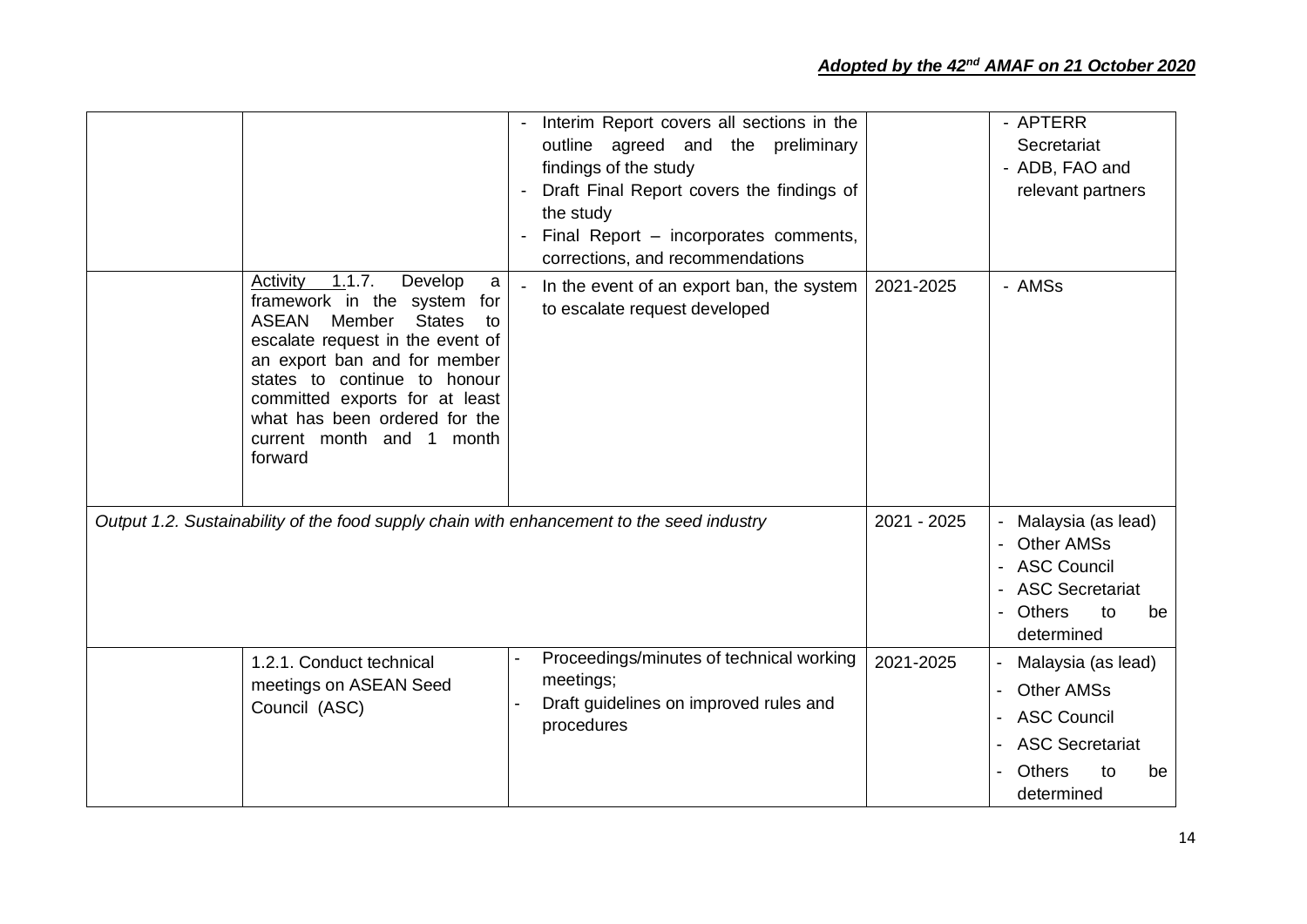| | | | | |
|---|---|---|---|---|
| | | - Interim Report covers all sections in the outline agreed and the preliminary findings of the study<br>- Draft Final Report covers the findings of the study<br>- Final Report – incorporates comments, corrections, and recommendations | | - APTERR Secretariat<br>- ADB, FAO and relevant partners |
| | Activity 1.1.7. Develop a framework in the system for ASEAN Member States to escalate request in the event of an export ban and for member states to continue to honour committed exports for at least what has been ordered for the current month and 1 month forward | - In the event of an export ban, the system to escalate request developed | 2021-2025 | - AMSs |
| *Output 1.2. Sustainability of the food supply chain with enhancement to the seed industry* | | | 2021 - 2025 | - Malaysia (as lead)<br>- Other AMSs<br>- ASC Council<br>- ASC Secretariat<br>- Others to be determined |
| | 1.2.1. Conduct technical meetings on ASEAN Seed Council (ASC) | - Proceedings/minutes of technical working meetings;<br>- Draft guidelines on improved rules and procedures | 2021-2025 | - Malaysia (as lead)<br>- Other AMSs<br>- ASC Council<br>- ASC Secretariat<br>- Others to be determined |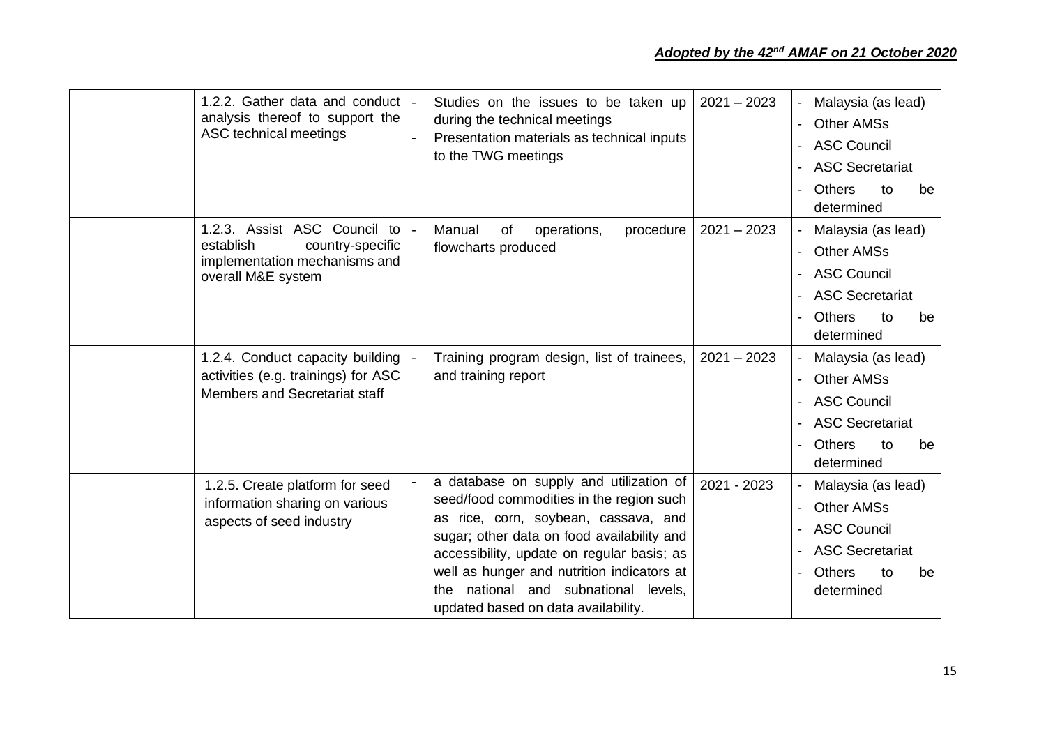| | | | | |
|---|---|---|---|---|
| | 1.2.2. Gather data and conduct analysis thereof to support the ASC technical meetings | - Studies on the issues to be taken up during the technical meetings<br>- Presentation materials as technical inputs to the TWG meetings | 2021 – 2023 | - Malaysia (as lead)<br>- Other AMSs<br>- ASC Council<br>- ASC Secretariat<br>- Others to be determined |
| | 1.2.3. Assist ASC Council to establish country-specific implementation mechanisms and overall M&E system | - Manual of operations, procedure flowcharts produced | 2021 – 2023 | - Malaysia (as lead)<br>- Other AMSs<br>- ASC Council<br>- ASC Secretariat<br>- Others to be determined |
| | 1.2.4. Conduct capacity building activities (e.g. trainings) for ASC Members and Secretariat staff | - Training program design, list of trainees, and training report | 2021 – 2023 | - Malaysia (as lead)<br>- Other AMSs<br>- ASC Council<br>- ASC Secretariat<br>- Others to be determined |
| | 1.2.5. Create platform for seed information sharing on various aspects of seed industry | - a database on supply and utilization of seed/food commodities in the region such as rice, corn, soybean, cassava, and sugar; other data on food availability and accessibility, update on regular basis; as well as hunger and nutrition indicators at the national and subnational levels, updated based on data availability. | 2021 - 2023 | - Malaysia (as lead)<br>- Other AMSs<br>- ASC Council<br>- ASC Secretariat<br>- Others to be determined |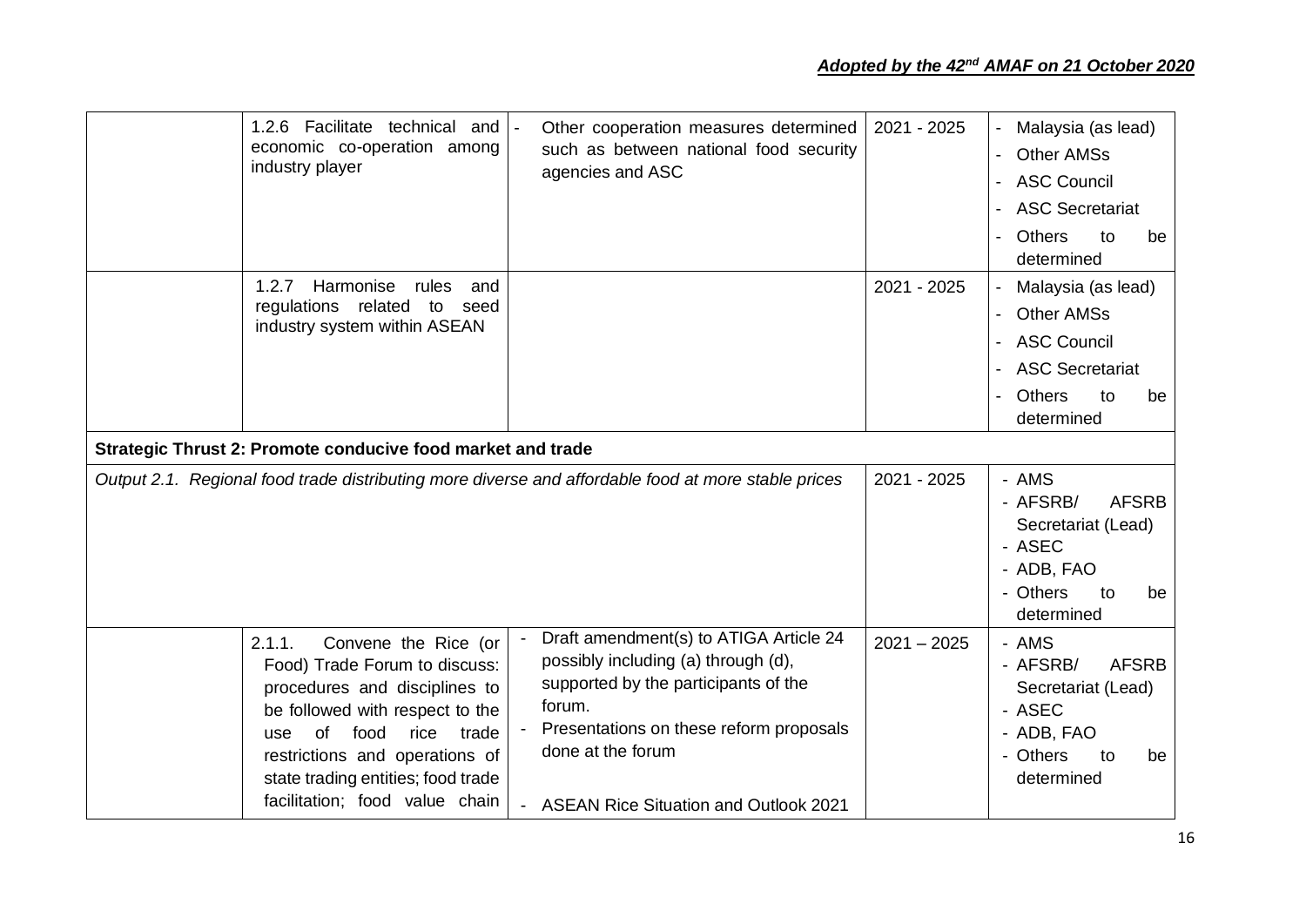***Adopted by the 42nd AMAF on 21 October 2020***

| | | | | |
|---|---|---|---|---|
| | 1.2.6 Facilitate technical and economic co-operation among industry player | - Other cooperation measures determined such as between national food security agencies and ASC | 2021 - 2025 | - Malaysia (as lead)<br>- Other AMSs<br>- ASC Council<br>- ASC Secretariat<br>- Others to be determined |
| | 1.2.7 Harmonise rules and regulations related to seed industry system within ASEAN | | 2021 - 2025 | - Malaysia (as lead)<br>- Other AMSs<br>- ASC Council<br>- ASC Secretariat<br>- Others to be determined |
| **Strategic Thrust 2: Promote conducive food market and trade** | | | | |
| *Output 2.1. Regional food trade distributing more diverse and affordable food at more stable prices* | | | 2021 - 2025 | - AMS<br>- AFSRB/ AFSRB Secretariat (Lead)<br>- ASEC<br>- ADB, FAO<br>- Others to be determined |
| | 2.1.1. Convene the Rice (or Food) Trade Forum to discuss: procedures and disciplines to be followed with respect to the use of food rice trade restrictions and operations of state trading entities; food trade facilitation; food value chain | - Draft amendment(s) to ATIGA Article 24 possibly including (a) through (d), supported by the participants of the forum.<br>- Presentations on these reform proposals done at the forum<br>- ASEAN Rice Situation and Outlook 2021 | 2021 – 2025 | - AMS<br>- AFSRB/ AFSRB Secretariat (Lead)<br>- ASEC<br>- ADB, FAO<br>- Others to be determined |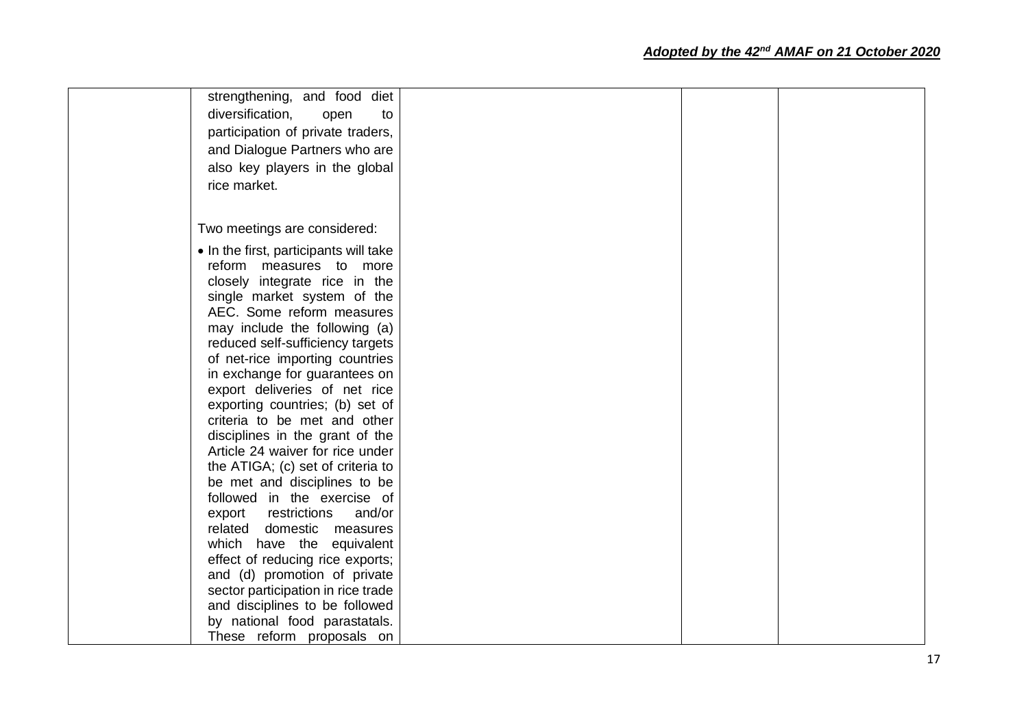| | | | | |
|---|---|---|---|---|
| | strengthening, and food diet diversification, open to participation of private traders, and Dialogue Partners who are also key players in the global rice market.<br><br>Two meetings are considered:<br><br>• In the first, participants will take reform measures to more closely integrate rice in the single market system of the AEC. Some reform measures may include the following (a) reduced self-sufficiency targets of net-rice importing countries in exchange for guarantees on export deliveries of net rice exporting countries; (b) set of criteria to be met and other disciplines in the grant of the Article 24 waiver for rice under the ATIGA; (c) set of criteria to be met and disciplines to be followed in the exercise of export restrictions and/or related domestic measures which have the equivalent effect of reducing rice exports; and (d) promotion of private sector participation in rice trade and disciplines to be followed by national food parastatals. These reform proposals on | | | |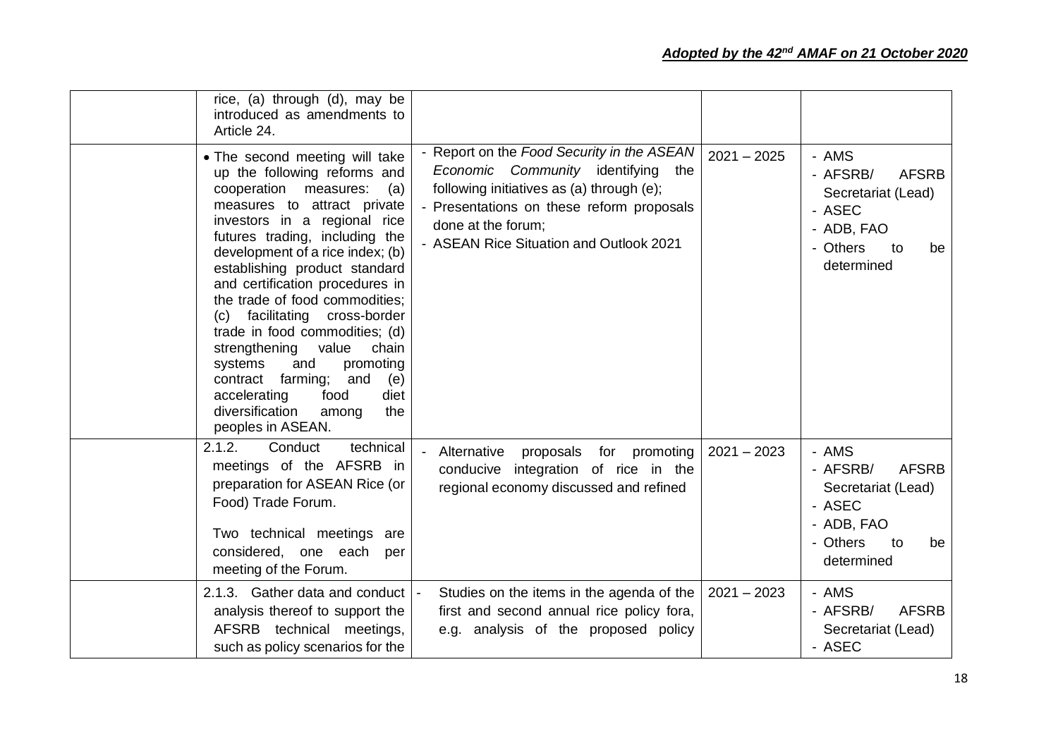| | | | | |
|---|---|---|---|---|
| | rice, (a) through (d), may be introduced as amendments to Article 24. | | | |
| | • The second meeting will take up the following reforms and cooperation measures: (a) measures to attract private investors in a regional rice futures trading, including the development of a rice index; (b) establishing product standard and certification procedures in the trade of food commodities; (c) facilitating cross-border trade in food commodities; (d) strengthening value chain systems and promoting contract farming; and (e) accelerating food diet diversification among the peoples in ASEAN. | - Report on the *Food Security in the ASEAN Economic Community* identifying the following initiatives as (a) through (e);<br>- Presentations on these reform proposals done at the forum;<br>- ASEAN Rice Situation and Outlook 2021 | 2021 – 2025 | - AMS<br>- AFSRB/ AFSRB Secretariat (Lead)<br>- ASEC<br>- ADB, FAO<br>- Others to be determined |
| | 2.1.2. Conduct technical meetings of the AFSRB in preparation for ASEAN Rice (or Food) Trade Forum.<br><br>Two technical meetings are considered, one each per meeting of the Forum. | - Alternative proposals for promoting conducive integration of rice in the regional economy discussed and refined | 2021 – 2023 | - AMS<br>- AFSRB/ AFSRB Secretariat (Lead)<br>- ASEC<br>- ADB, FAO<br>- Others to be determined |
| | 2.1.3. Gather data and conduct analysis thereof to support the AFSRB technical meetings, such as policy scenarios for the | - Studies on the items in the agenda of the first and second annual rice policy fora, e.g. analysis of the proposed policy | 2021 – 2023 | - AMS<br>- AFSRB/ AFSRB Secretariat (Lead)<br>- ASEC |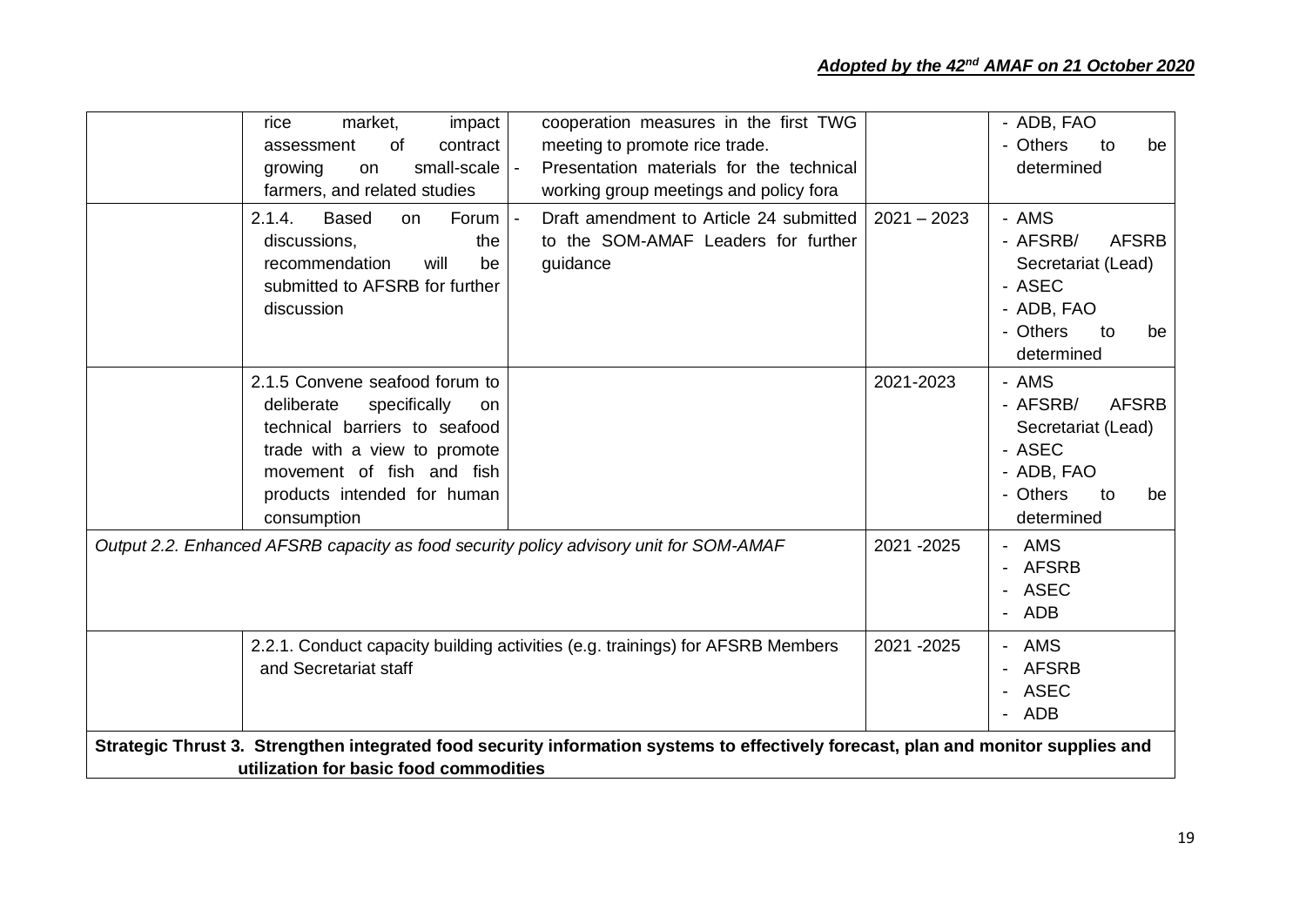*Adopted by the 42nd AMAF on 21 October 2020*

| | | | | |
|---|---|---|---|---|
| | rice market, impact assessment of contract growing on small-scale farmers, and related studies | cooperation measures in the first TWG meeting to promote rice trade.<br>- Presentation materials for the technical working group meetings and policy fora | | - ADB, FAO<br>- Others to be determined |
| | 2.1.4. Based on Forum discussions, the recommendation will be submitted to AFSRB for further discussion | - Draft amendment to Article 24 submitted to the SOM-AMAF Leaders for further guidance | 2021 – 2023 | - AMS<br>- AFSRB/ AFSRB Secretariat (Lead)<br>- ASEC<br>- ADB, FAO<br>- Others to be determined |
| | 2.1.5 Convene seafood forum to deliberate specifically on technical barriers to seafood trade with a view to promote movement of fish and fish products intended for human consumption | | 2021-2023 | - AMS<br>- AFSRB/ AFSRB Secretariat (Lead)<br>- ASEC<br>- ADB, FAO<br>- Others to be determined |
| *Output 2.2. Enhanced AFSRB capacity as food security policy advisory unit for SOM-AMAF* | | | 2021 -2025 | - AMS<br>- AFSRB<br>- ASEC<br>- ADB |
| | 2.2.1. Conduct capacity building activities (e.g. trainings) for AFSRB Members and Secretariat staff | | 2021 -2025 | - AMS<br>- AFSRB<br>- ASEC<br>- ADB |
| **Strategic Thrust 3. Strengthen integrated food security information systems to effectively forecast, plan and monitor supplies and utilization for basic food commodities** | | | | |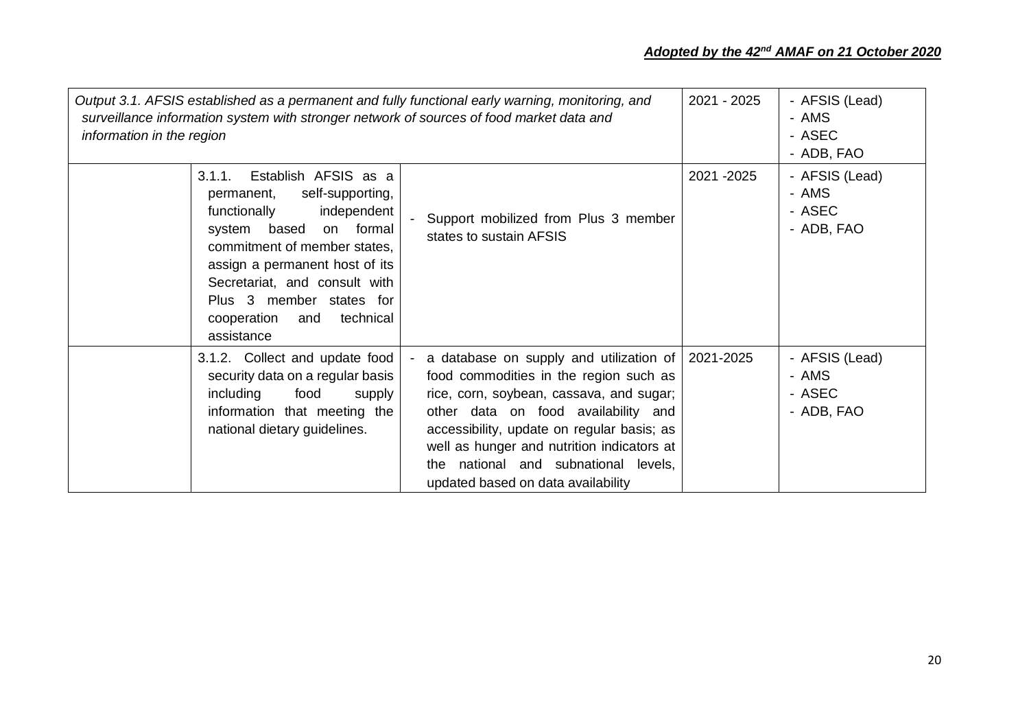| *Output 3.1. AFSIS established as a permanent and fully functional early warning, monitoring, and surveillance information system with stronger network of sources of food market data and information in the region* | | | 2021 - 2025 | - AFSIS (Lead)<br>- AMS<br>- ASEC<br>- ADB, FAO |
|---|---|---|---|---|
| | 3.1.1. Establish AFSIS as a permanent, self-supporting, functionally independent system based on formal commitment of member states, assign a permanent host of its Secretariat, and consult with Plus 3 member states for cooperation and technical assistance | - Support mobilized from Plus 3 member states to sustain AFSIS | 2021 -2025 | - AFSIS (Lead)<br>- AMS<br>- ASEC<br>- ADB, FAO |
| | 3.1.2. Collect and update food security data on a regular basis including food supply information that meeting the national dietary guidelines. | - a database on supply and utilization of food commodities in the region such as rice, corn, soybean, cassava, and sugar; other data on food availability and accessibility, update on regular basis; as well as hunger and nutrition indicators at the national and subnational levels, updated based on data availability | 2021-2025 | - AFSIS (Lead)<br>- AMS<br>- ASEC<br>- ADB, FAO |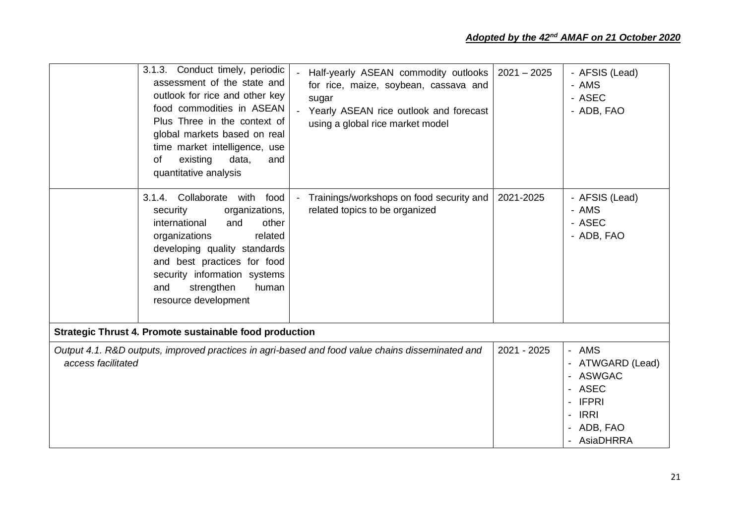| | | | | |
|---|---|---|---|---|
| | 3.1.3. Conduct timely, periodic assessment of the state and outlook for rice and other key food commodities in ASEAN Plus Three in the context of global markets based on real time market intelligence, use of existing data, and quantitative analysis | - Half-yearly ASEAN commodity outlooks for rice, maize, soybean, cassava and sugar<br>- Yearly ASEAN rice outlook and forecast using a global rice market model | 2021 – 2025 | - AFSIS (Lead)<br>- AMS<br>- ASEC<br>- ADB, FAO |
| | 3.1.4. Collaborate with food security organizations, international and other organizations related developing quality standards and best practices for food security information systems and strengthen human resource development | - Trainings/workshops on food security and related topics to be organized | 2021-2025 | - AFSIS (Lead)<br>- AMS<br>- ASEC<br>- ADB, FAO |
| **Strategic Thrust 4. Promote sustainable food production** | | | | |
| *Output 4.1. R&D outputs, improved practices in agri-based and food value chains disseminated and access facilitated* | | | 2021 - 2025 | - AMS<br>- ATWGARD (Lead)<br>- ASWGAC<br>- ASEC<br>- IFPRI<br>- IRRI<br>- ADB, FAO<br>- AsiaDHRRA |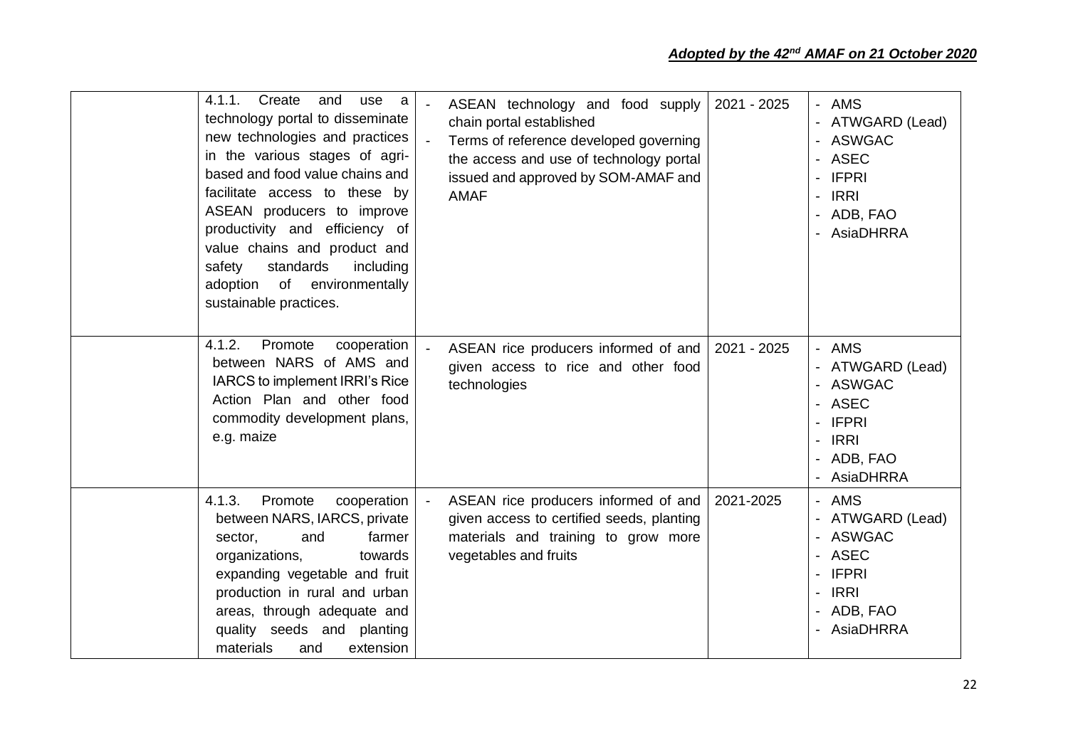| | | | | |
|---|---|---|---|---|
| | 4.1.1. Create and use a technology portal to disseminate new technologies and practices in the various stages of agri-based and food value chains and facilitate access to these by ASEAN producers to improve productivity and efficiency of value chains and product and safety standards including adoption of environmentally sustainable practices. | - ASEAN technology and food supply chain portal established<br>- Terms of reference developed governing the access and use of technology portal issued and approved by SOM-AMAF and AMAF | 2021 - 2025 | - AMS<br>- ATWGARD (Lead)<br>- ASWGAC<br>- ASEC<br>- IFPRI<br>- IRRI<br>- ADB, FAO<br>- AsiaDHRRA |
| | 4.1.2. Promote cooperation between NARS of AMS and IARCS to implement IRRI's Rice Action Plan and other food commodity development plans, e.g. maize | - ASEAN rice producers informed of and given access to rice and other food technologies | 2021 - 2025 | - AMS<br>- ATWGARD (Lead)<br>- ASWGAC<br>- ASEC<br>- IFPRI<br>- IRRI<br>- ADB, FAO<br>- AsiaDHRRA |
| | 4.1.3. Promote cooperation between NARS, IARCS, private sector, and farmer organizations, towards expanding vegetable and fruit production in rural and urban areas, through adequate and quality seeds and planting materials and extension | - ASEAN rice producers informed of and given access to certified seeds, planting materials and training to grow more vegetables and fruits | 2021-2025 | - AMS<br>- ATWGARD (Lead)<br>- ASWGAC<br>- ASEC<br>- IFPRI<br>- IRRI<br>- ADB, FAO<br>- AsiaDHRRA |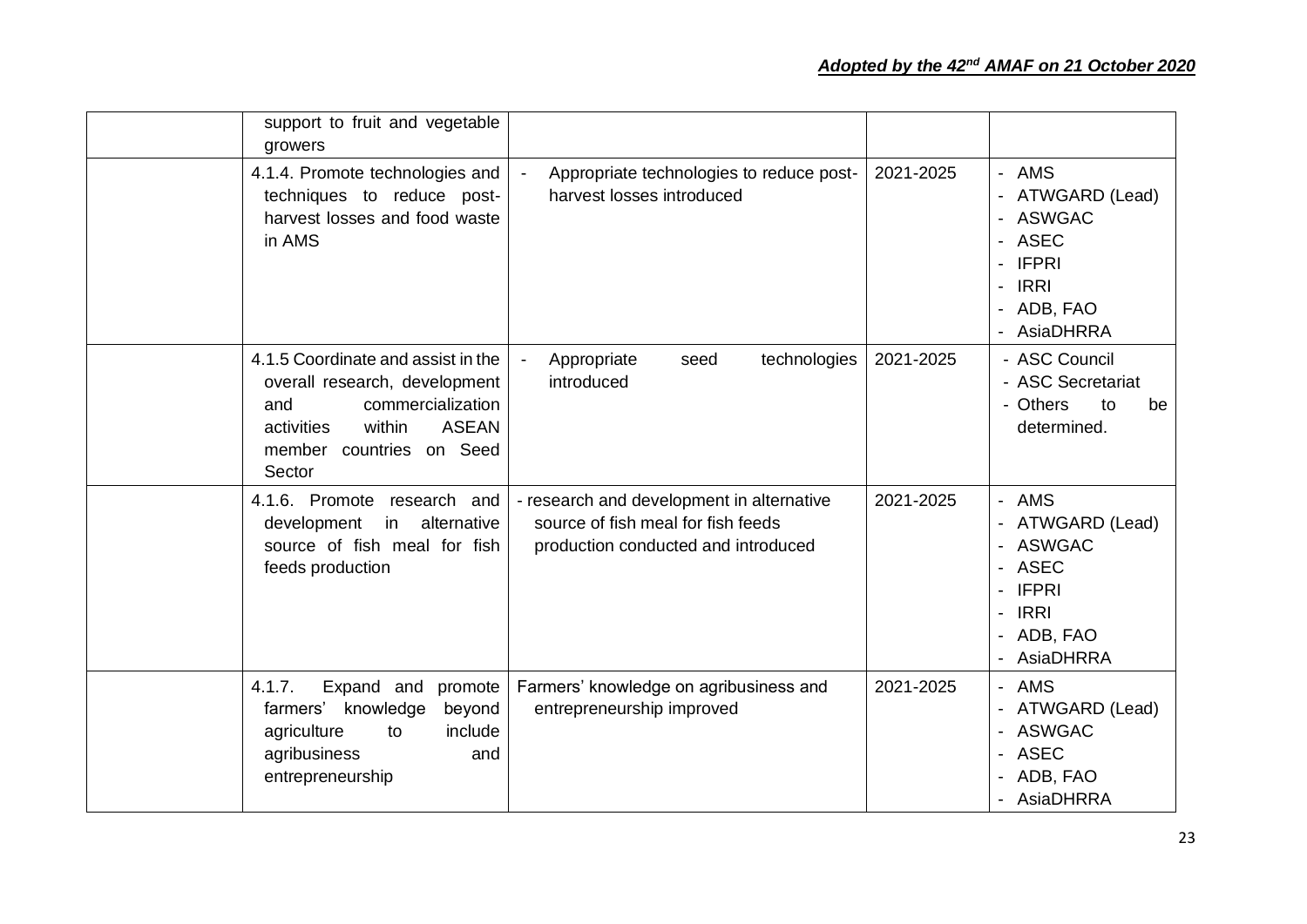| | | | | |
|---|---|---|---|---|
| | support to fruit and vegetable growers | | | |
| | 4.1.4. Promote technologies and techniques to reduce post-harvest losses and food waste in AMS | - Appropriate technologies to reduce post-harvest losses introduced | 2021-2025 | - AMS<br>- ATWGARD (Lead)<br>- ASWGAC<br>- ASEC<br>- IFPRI<br>- IRRI<br>- ADB, FAO<br>- AsiaDHRRA |
| | 4.1.5 Coordinate and assist in the overall research, development and commercialization activities within ASEAN member countries on Seed Sector | - Appropriate seed technologies introduced | 2021-2025 | - ASC Council<br>- ASC Secretariat<br>- Others to be determined. |
| | 4.1.6. Promote research and development in alternative source of fish meal for fish feeds production | - research and development in alternative source of fish meal for fish feeds production conducted and introduced | 2021-2025 | - AMS<br>- ATWGARD (Lead)<br>- ASWGAC<br>- ASEC<br>- IFPRI<br>- IRRI<br>- ADB, FAO<br>- AsiaDHRRA |
| | 4.1.7. Expand and promote farmers' knowledge beyond agriculture to include agribusiness and entrepreneurship | Farmers' knowledge on agribusiness and entrepreneurship improved | 2021-2025 | - AMS<br>- ATWGARD (Lead)<br>- ASWGAC<br>- ASEC<br>- ADB, FAO<br>- AsiaDHRRA |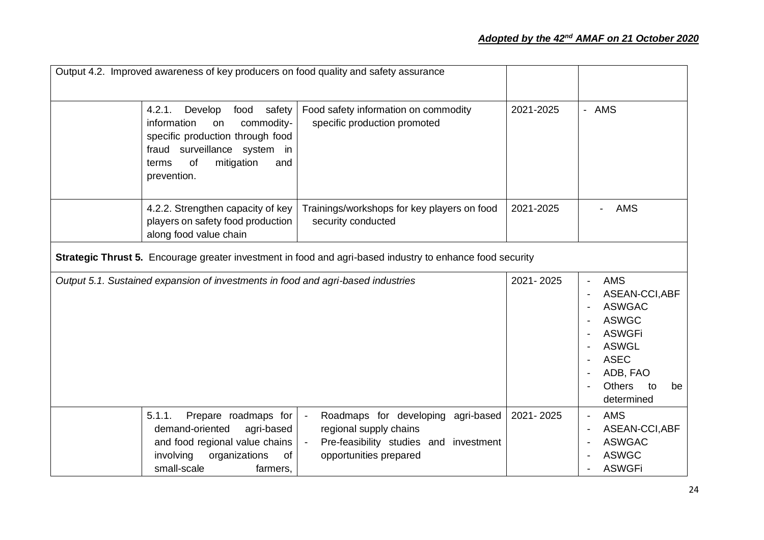| | | | | |
|---|---|---|---|---|
| Output 4.2. Improved awareness of key producers on food quality and safety assurance | | | | |
| | 4.2.1. Develop food safety information on commodity-specific production through food fraud surveillance system in terms of mitigation and prevention. | Food safety information on commodity specific production promoted | 2021-2025 | - AMS |
| | 4.2.2. Strengthen capacity of key players on safety food production along food value chain | Trainings/workshops for key players on food security conducted | 2021-2025 | - AMS |
| **Strategic Thrust 5.** Encourage greater investment in food and agri-based industry to enhance food security | | | | |
| *Output 5.1. Sustained expansion of investments in food and agri-based industries* | | | 2021- 2025 | - AMS<br>- ASEAN-CCI,ABF<br>- ASWGAC<br>- ASWGC<br>- ASWGFi<br>- ASWGL<br>- ASEC<br>- ADB, FAO<br>- Others to be determined |
| | 5.1.1. Prepare roadmaps for demand-oriented agri-based and food regional value chains involving organizations of small-scale farmers, | - Roadmaps for developing agri-based regional supply chains<br>- Pre-feasibility studies and investment opportunities prepared | 2021- 2025 | - AMS<br>- ASEAN-CCI,ABF<br>- ASWGAC<br>- ASWGC<br>- ASWGFi |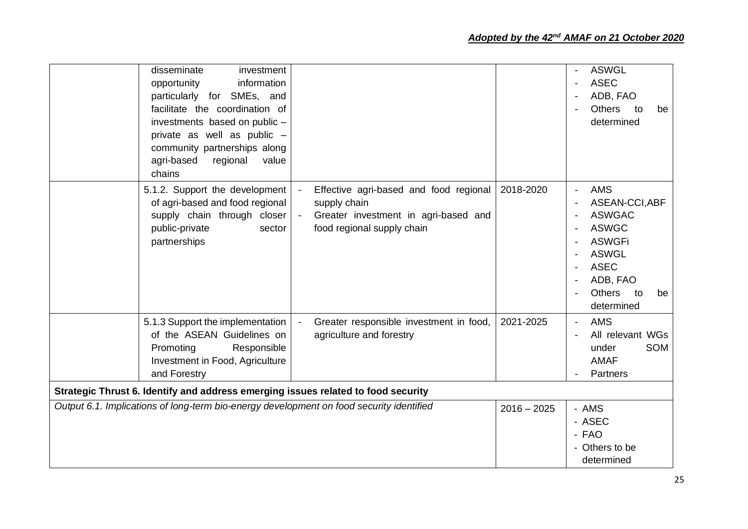| | | | | |
|---|---|---|---|---|
| | disseminate investment opportunity information particularly for SMEs, and facilitate the coordination of investments based on public – private as well as public – community partnerships along agri-based regional value chains | | | - ASWGL<br>- ASEC<br>- ADB, FAO<br>- Others to be determined |
| | 5.1.2. Support the development of agri-based and food regional supply chain through closer public-private sector partnerships | - Effective agri-based and food regional supply chain<br>- Greater investment in agri-based and food regional supply chain | 2018-2020 | - AMS<br>- ASEAN-CCI,ABF<br>- ASWGAC<br>- ASWGC<br>- ASWGFi<br>- ASWGL<br>- ASEC<br>- ADB, FAO<br>- Others to be determined |
| | 5.1.3 Support the implementation of the ASEAN Guidelines on Promoting Responsible Investment in Food, Agriculture and Forestry | - Greater responsible investment in food, agriculture and forestry | 2021-2025 | - AMS<br>- All relevant WGs under SOM AMAF<br>- Partners |
| **Strategic Thrust 6. Identify and address emerging issues related to food security** | | | | |
| *Output 6.1. Implications of long-term bio-energy development on food security identified* | | | 2016 – 2025 | - AMS<br>- ASEC<br>- FAO<br>- Others to be determined |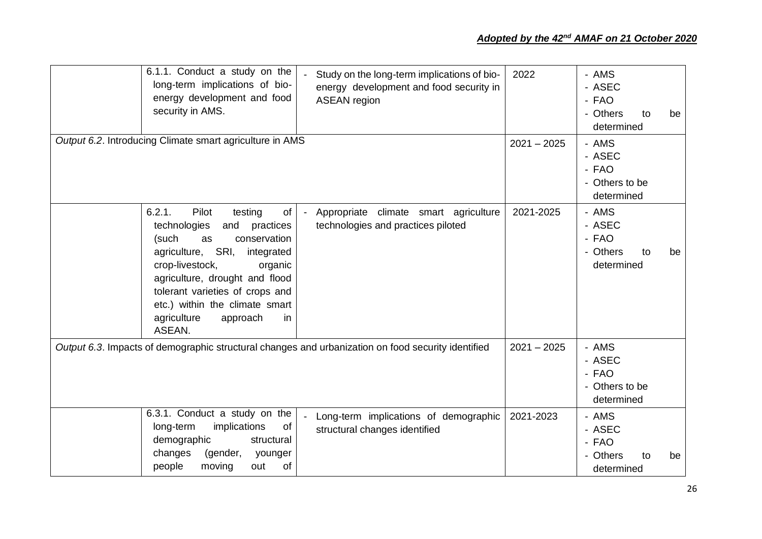| | | | | |
|---|---|---|---|---|
| | 6.1.1. Conduct a study on the long-term implications of bio-energy development and food security in AMS. | - Study on the long-term implications of bio-energy development and food security in ASEAN region | 2022 | - AMS<br>- ASEC<br>- FAO<br>- Others to be determined |
| *Output 6.2*. Introducing Climate smart agriculture in AMS | | | 2021 – 2025 | - AMS<br>- ASEC<br>- FAO<br>- Others to be determined |
| | 6.2.1. Pilot testing of technologies and practices (such as conservation agriculture, SRI, integrated crop-livestock, organic agriculture, drought and flood tolerant varieties of crops and etc.) within the climate smart agriculture approach in ASEAN. | - Appropriate climate smart agriculture technologies and practices piloted | 2021-2025 | - AMS<br>- ASEC<br>- FAO<br>- Others to be determined |
| *Output 6.3*. Impacts of demographic structural changes and urbanization on food security identified | | | 2021 – 2025 | - AMS<br>- ASEC<br>- FAO<br>- Others to be determined |
| | 6.3.1. Conduct a study on the long-term implications of demographic structural changes (gender, younger people moving out of | - Long-term implications of demographic structural changes identified | 2021-2023 | - AMS<br>- ASEC<br>- FAO<br>- Others to be determined |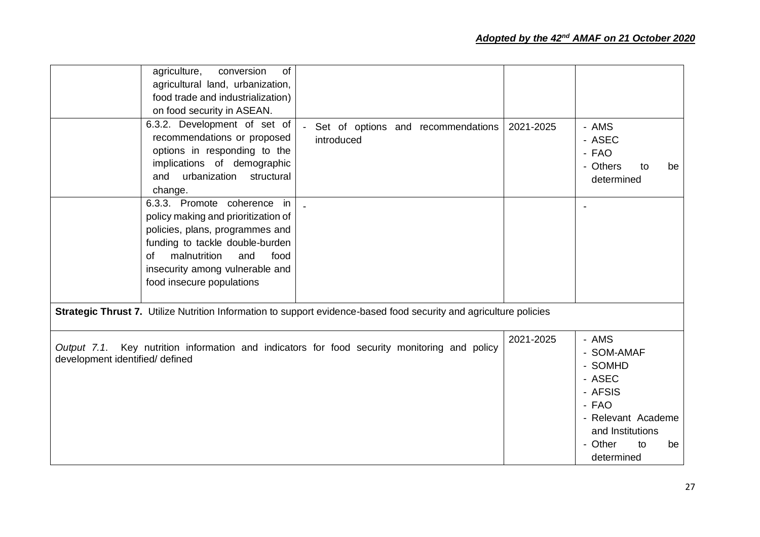| | | | | |
|---|---|---|---|---|
| | agriculture, conversion of agricultural land, urbanization, food trade and industrialization) on food security in ASEAN. | | | |
| | 6.3.2. Development of set of recommendations or proposed options in responding to the implications of demographic and urbanization structural change. | - Set of options and recommendations introduced | 2021-2025 | - AMS<br>- ASEC<br>- FAO<br>- Others to be determined |
| | 6.3.3. Promote coherence in policy making and prioritization of policies, plans, programmes and funding to tackle double-burden of malnutrition and food insecurity among vulnerable and food insecure populations | - | | - |
| **Strategic Thrust 7.** Utilize Nutrition Information to support evidence-based food security and agriculture policies | | | | |
| *Output 7.1.* Key nutrition information and indicators for food security monitoring and policy development identified/ defined | | | 2021-2025 | - AMS<br>- SOM-AMAF<br>- SOMHD<br>- ASEC<br>- AFSIS<br>- FAO<br>- Relevant Academe and Institutions<br>- Other to be determined |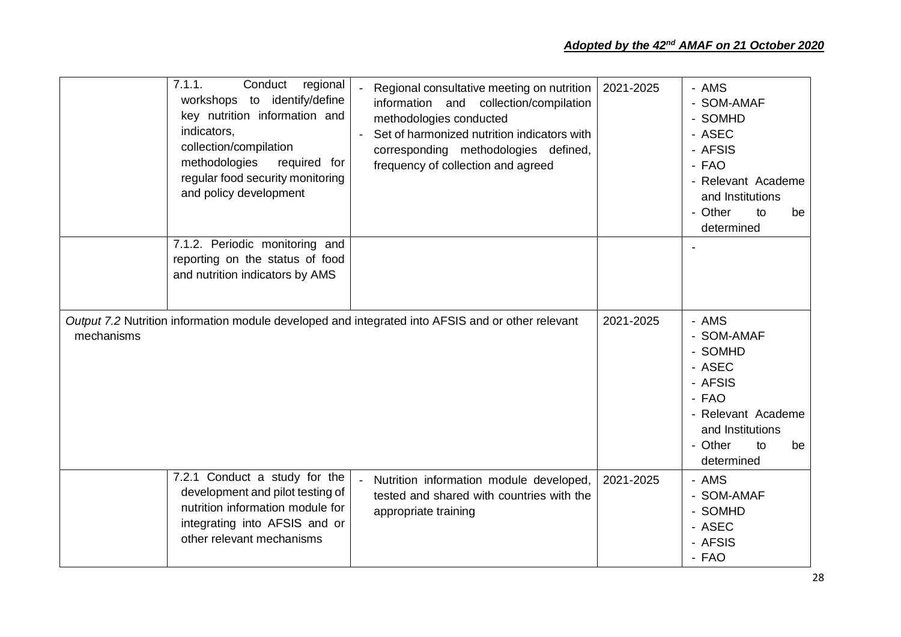| | | | | |
|---|---|---|---|---|
| | 7.1.1. Conduct regional workshops to identify/define key nutrition information and indicators, collection/compilation methodologies required for regular food security monitoring and policy development | - Regional consultative meeting on nutrition information and collection/compilation methodologies conducted<br>- Set of harmonized nutrition indicators with corresponding methodologies defined, frequency of collection and agreed | 2021-2025 | - AMS<br>- SOM-AMAF<br>- SOMHD<br>- ASEC<br>- AFSIS<br>- FAO<br>- Relevant Academe and Institutions<br>- Other to be determined |
| | 7.1.2. Periodic monitoring and reporting on the status of food and nutrition indicators by AMS | | | - |
| *Output 7.2* Nutrition information module developed and integrated into AFSIS and or other relevant mechanisms | | | 2021-2025 | - AMS<br>- SOM-AMAF<br>- SOMHD<br>- ASEC<br>- AFSIS<br>- FAO<br>- Relevant Academe and Institutions<br>- Other to be determined |
| | 7.2.1 Conduct a study for the development and pilot testing of nutrition information module for integrating into AFSIS and or other relevant mechanisms | - Nutrition information module developed, tested and shared with countries with the appropriate training | 2021-2025 | - AMS<br>- SOM-AMAF<br>- SOMHD<br>- ASEC<br>- AFSIS<br>- FAO |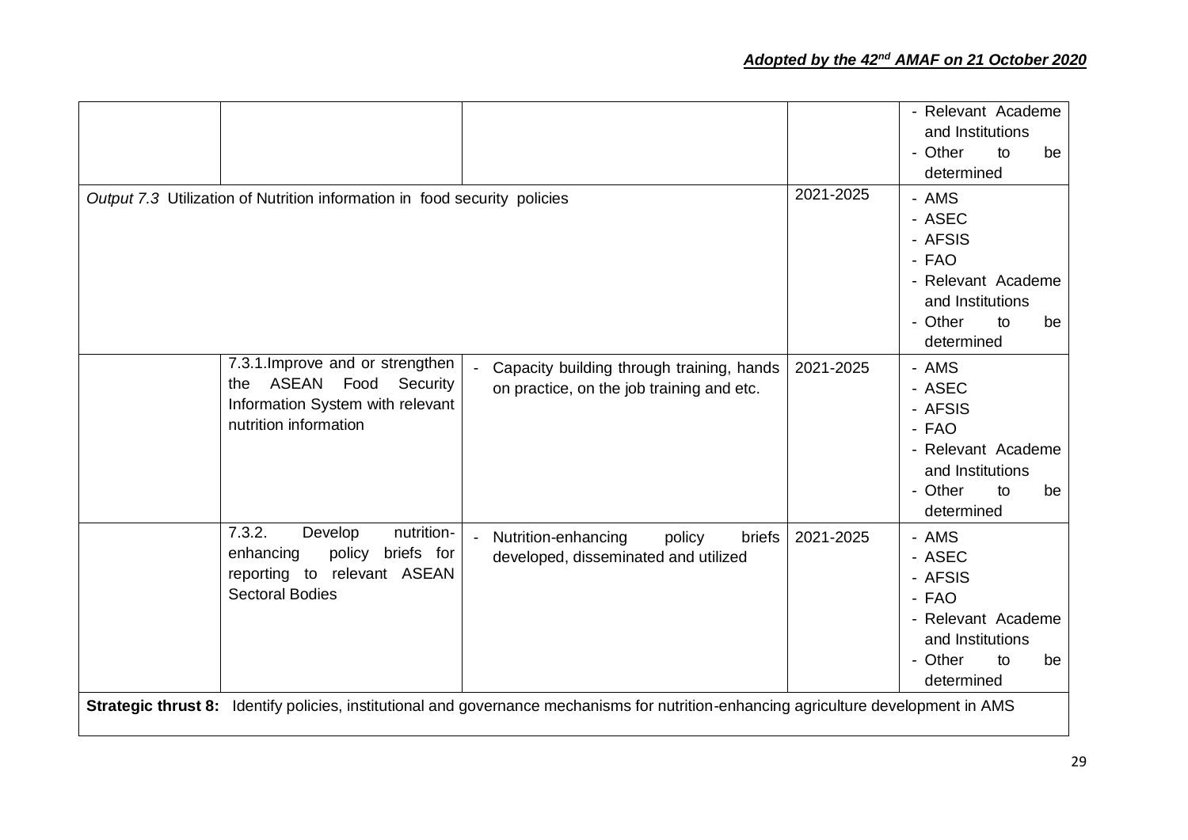| | | | | - Relevant Academe and Institutions<br>- Other to be determined |
|---|---|---|---|---|
| *Output 7.3* Utilization of Nutrition information in food security policies | | | 2021-2025 | - AMS<br>- ASEC<br>- AFSIS<br>- FAO<br>- Relevant Academe and Institutions<br>- Other to be determined |
| | 7.3.1.Improve and or strengthen the ASEAN Food Security Information System with relevant nutrition information | - Capacity building through training, hands on practice, on the job training and etc. | 2021-2025 | - AMS<br>- ASEC<br>- AFSIS<br>- FAO<br>- Relevant Academe and Institutions<br>- Other to be determined |
| | 7.3.2. Develop nutrition-enhancing policy briefs for reporting to relevant ASEAN Sectoral Bodies | - Nutrition-enhancing policy briefs developed, disseminated and utilized | 2021-2025 | - AMS<br>- ASEC<br>- AFSIS<br>- FAO<br>- Relevant Academe and Institutions<br>- Other to be determined |
| **Strategic thrust 8:** Identify policies, institutional and governance mechanisms for nutrition-enhancing agriculture development in AMS | | | | |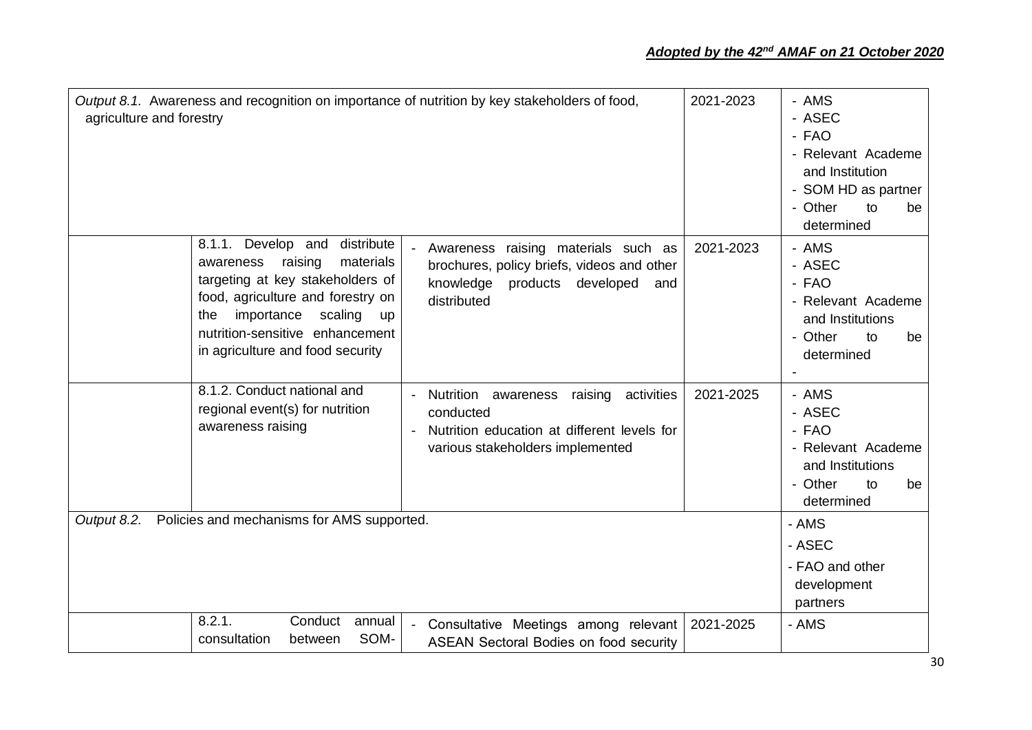| | | | | |
|---|---|---|---|---|
| *Output 8.1.* Awareness and recognition on importance of nutrition by key stakeholders of food, agriculture and forestry | | | 2021-2023 | - AMS<br>- ASEC<br>- FAO<br>- Relevant Academe and Institution<br>- SOM HD as partner<br>- Other to be determined |
| | 8.1.1. Develop and distribute awareness raising materials targeting at key stakeholders of food, agriculture and forestry on the importance scaling up nutrition-sensitive enhancement in agriculture and food security | - Awareness raising materials such as brochures, policy briefs, videos and other knowledge products developed and distributed | 2021-2023 | - AMS<br>- ASEC<br>- FAO<br>- Relevant Academe and Institutions<br>- Other to be determined<br>- |
| | 8.1.2. Conduct national and regional event(s) for nutrition awareness raising | - Nutrition awareness raising activities conducted<br>- Nutrition education at different levels for various stakeholders implemented | 2021-2025 | - AMS<br>- ASEC<br>- FAO<br>- Relevant Academe and Institutions<br>- Other to be determined |
| *Output 8.2.* Policies and mechanisms for AMS supported. | | | | - AMS<br>- ASEC<br>- FAO and other development partners |
| | 8.2.1. Conduct annual consultation between SOM- | - Consultative Meetings among relevant ASEAN Sectoral Bodies on food security | 2021-2025 | - AMS |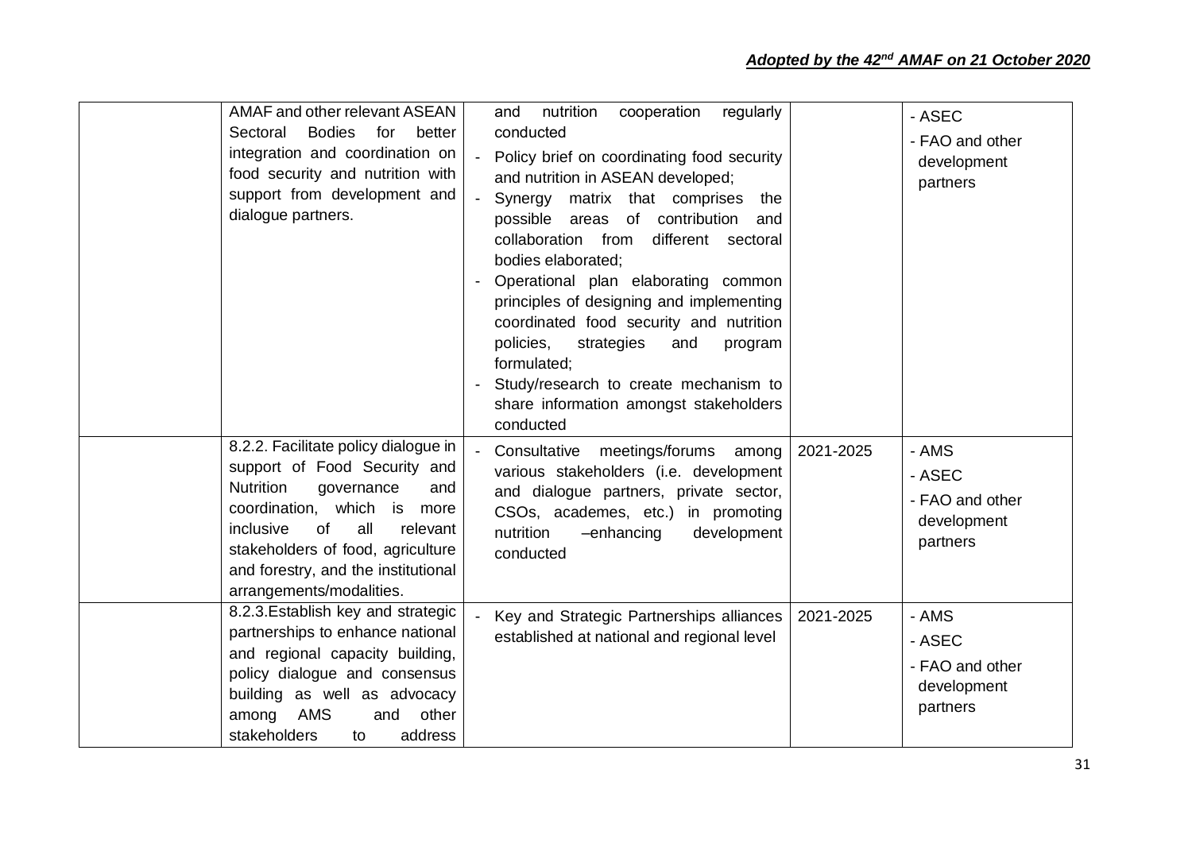| | | | | |
|---|---|---|---|---|
| | AMAF and other relevant ASEAN Sectoral Bodies for better integration and coordination on food security and nutrition with support from development and dialogue partners. | and nutrition cooperation regularly conducted<br>- Policy brief on coordinating food security and nutrition in ASEAN developed;<br>- Synergy matrix that comprises the possible areas of contribution and collaboration from different sectoral bodies elaborated;<br>- Operational plan elaborating common principles of designing and implementing coordinated food security and nutrition policies, strategies and program formulated;<br>- Study/research to create mechanism to share information amongst stakeholders conducted | | - ASEC<br>- FAO and other development partners |
| | 8.2.2. Facilitate policy dialogue in support of Food Security and Nutrition governance and coordination, which is more inclusive of all relevant stakeholders of food, agriculture and forestry, and the institutional arrangements/modalities. | - Consultative meetings/forums among various stakeholders (i.e. development and dialogue partners, private sector, CSOs, academes, etc.) in promoting nutrition –enhancing development conducted | 2021-2025 | - AMS<br>- ASEC<br>- FAO and other development partners |
| | 8.2.3. Establish key and strategic partnerships to enhance national and regional capacity building, policy dialogue and consensus building as well as advocacy among AMS and other stakeholders to address | - Key and Strategic Partnerships alliances established at national and regional level | 2021-2025 | - AMS<br>- ASEC<br>- FAO and other development partners |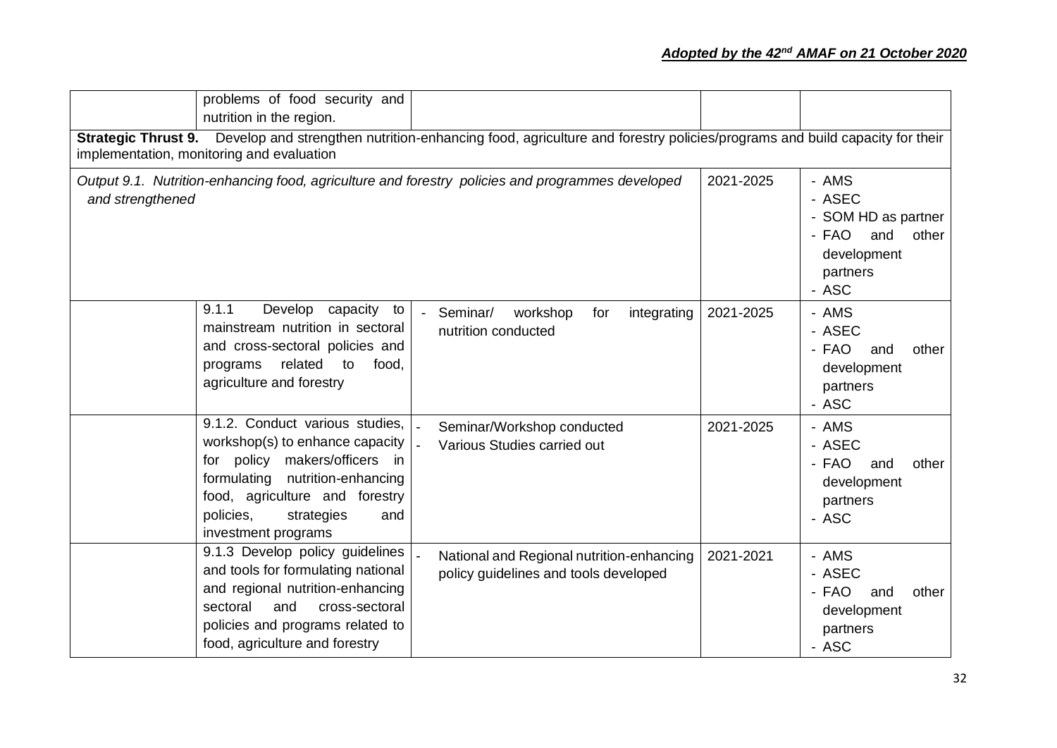| | | | | |
|---|---|---|---|---|
| | problems of food security and nutrition in the region. | | | |
| **Strategic Thrust 9.** Develop and strengthen nutrition-enhancing food, agriculture and forestry policies/programs and build capacity for their implementation, monitoring and evaluation | | | | |
| *Output 9.1. Nutrition-enhancing food, agriculture and forestry policies and programmes developed and strengthened* | | | 2021-2025 | - AMS<br>- ASEC<br>- SOM HD as partner<br>- FAO and other development partners<br>- ASC |
| | 9.1.1 Develop capacity to mainstream nutrition in sectoral and cross-sectoral policies and programs related to food, agriculture and forestry | - Seminar/ workshop for integrating nutrition conducted | 2021-2025 | - AMS<br>- ASEC<br>- FAO and other development partners<br>- ASC |
| | 9.1.2. Conduct various studies, workshop(s) to enhance capacity for policy makers/officers in formulating nutrition-enhancing food, agriculture and forestry policies, strategies and investment programs | - Seminar/Workshop conducted<br>- Various Studies carried out | 2021-2025 | - AMS<br>- ASEC<br>- FAO and other development partners<br>- ASC |
| | 9.1.3 Develop policy guidelines and tools for formulating national and regional nutrition-enhancing sectoral and cross-sectoral policies and programs related to food, agriculture and forestry | - National and Regional nutrition-enhancing policy guidelines and tools developed | 2021-2021 | - AMS<br>- ASEC<br>- FAO and other development partners<br>- ASC |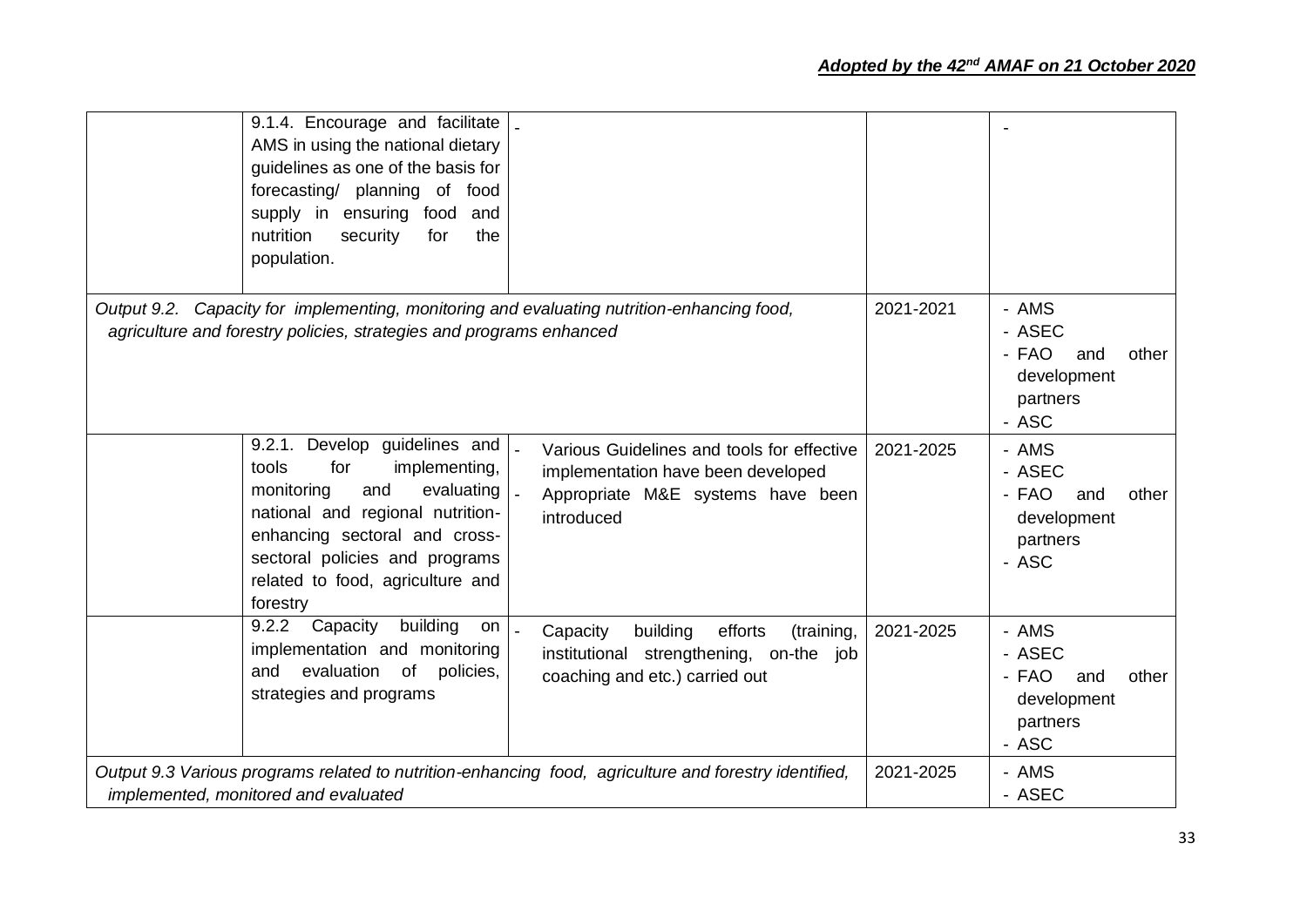*Adopted by the 42nd AMAF on 21 October 2020*

| | | | | |
|---|---|---|---|---|
| | 9.1.4. Encourage and facilitate AMS in using the national dietary guidelines as one of the basis for forecasting/ planning of food supply in ensuring food and nutrition security for the population. | - | | - |
| *Output 9.2. Capacity for implementing, monitoring and evaluating nutrition-enhancing food, agriculture and forestry policies, strategies and programs enhanced* | | | 2021-2021 | - AMS<br>- ASEC<br>- FAO and other development partners<br>- ASC |
| | 9.2.1. Develop guidelines and tools for implementing, monitoring and evaluating national and regional nutrition-enhancing sectoral and cross-sectoral policies and programs related to food, agriculture and forestry | - Various Guidelines and tools for effective implementation have been developed<br>- Appropriate M&E systems have been introduced | 2021-2025 | - AMS<br>- ASEC<br>- FAO and other development partners<br>- ASC |
| | 9.2.2 Capacity building on implementation and monitoring and evaluation of policies, strategies and programs | - Capacity building efforts (training, institutional strengthening, on-the job coaching and etc.) carried out | 2021-2025 | - AMS<br>- ASEC<br>- FAO and other development partners<br>- ASC |
| *Output 9.3 Various programs related to nutrition-enhancing food, agriculture and forestry identified, implemented, monitored and evaluated* | | | 2021-2025 | - AMS<br>- ASEC |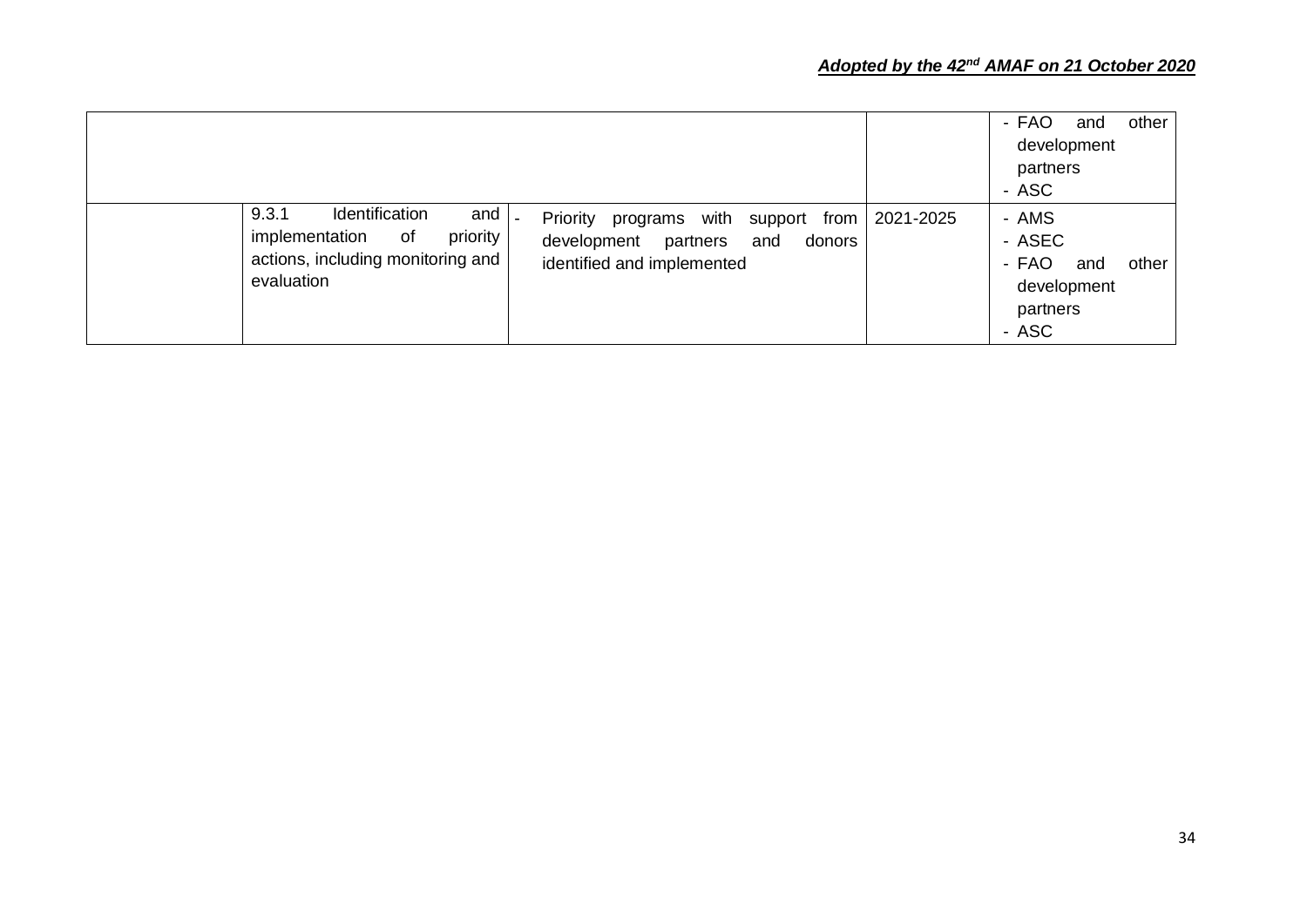*__Adopted by the 42nd AMAF on 21 October 2020__*

| | | | | |
|---|---|---|---|---|
| | | | | - FAO and other development partners<br>- ASC |
| | 9.3.1 Identification and implementation of priority actions, including monitoring and evaluation | - Priority programs with support from development partners and donors identified and implemented | 2021-2025 | - AMS<br>- ASEC<br>- FAO and other development partners<br>- ASC |